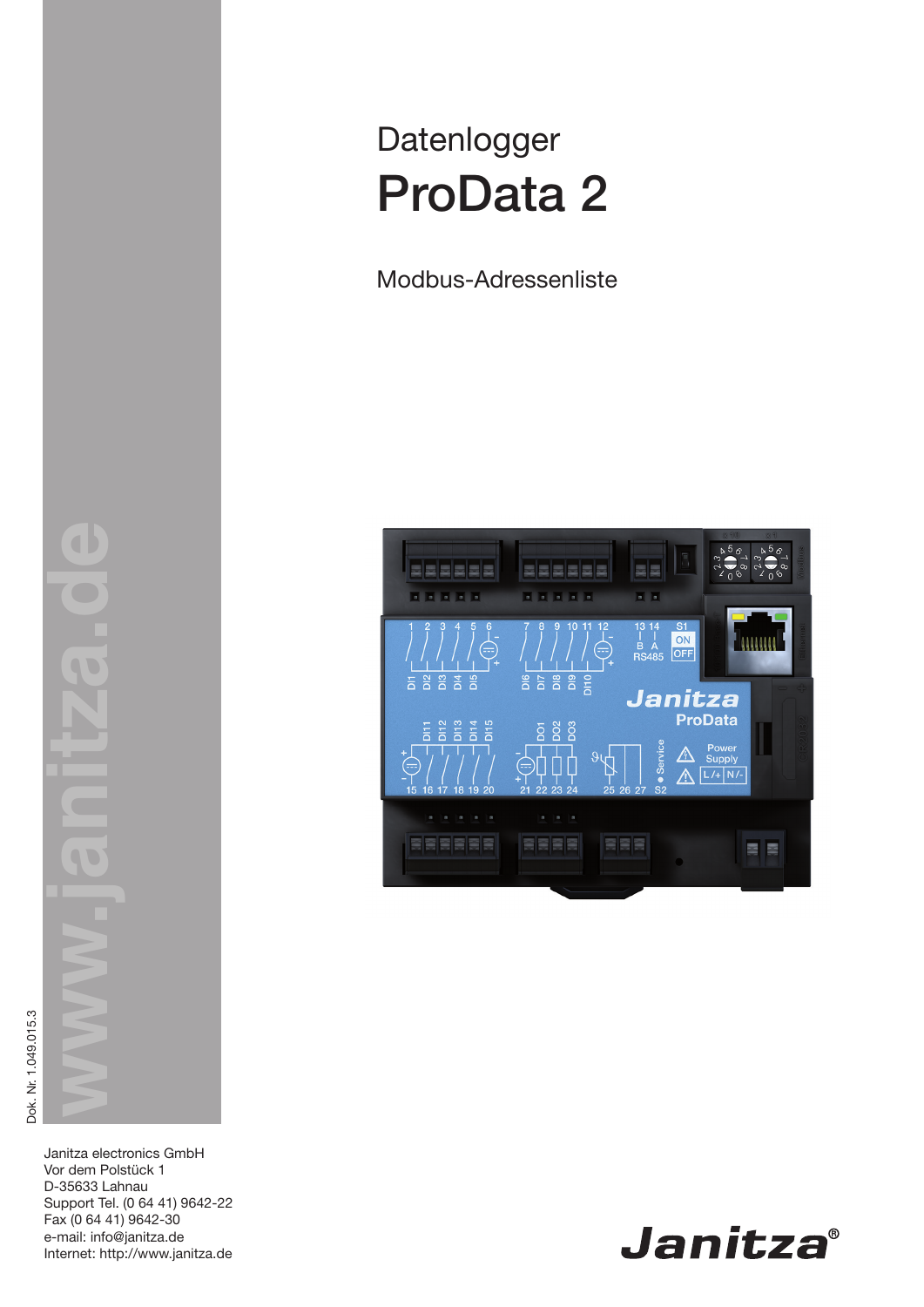Datenlogger

# ProData 2

Modbus-Adressenliste

www.janitza.de

Dok. Nr. 1.049.015.3

Janitza electronics GmbH
Vor dem Polstück 1
D-35633 Lahnau
Support Tel. (0 64 41) 9642-22
Fax (0 64 41) 9642-30
e-mail: info@janitza.de
Internet: http://www.janitza.de

Janitza®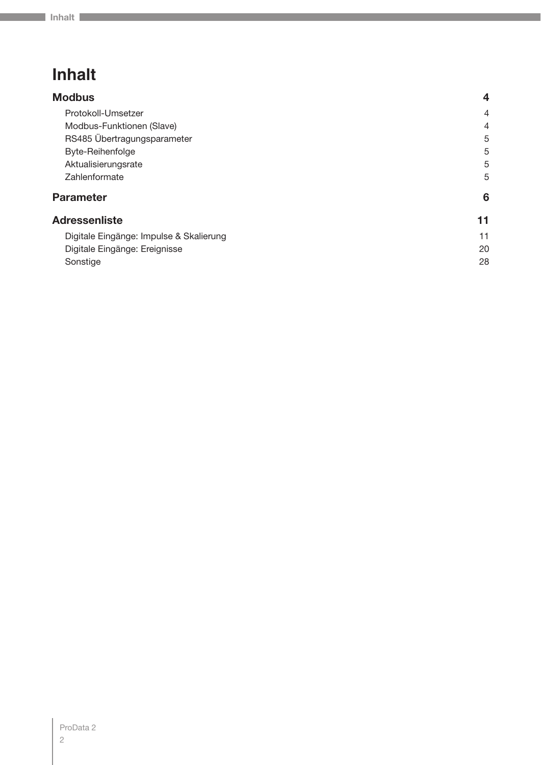# Inhalt

| | |
|---|---|
| **Modbus** | **4** |
| Protokoll-Umsetzer | 4 |
| Modbus-Funktionen (Slave) | 4 |
| RS485 Übertragungsparameter | 5 |
| Byte-Reihenfolge | 5 |
| Aktualisierungsrate | 5 |
| Zahlenformate | 5 |
| **Parameter** | **6** |
| **Adressenliste** | **11** |
| Digitale Eingänge: Impulse & Skalierung | 11 |
| Digitale Eingänge: Ereignisse | 20 |
| Sonstige | 28 |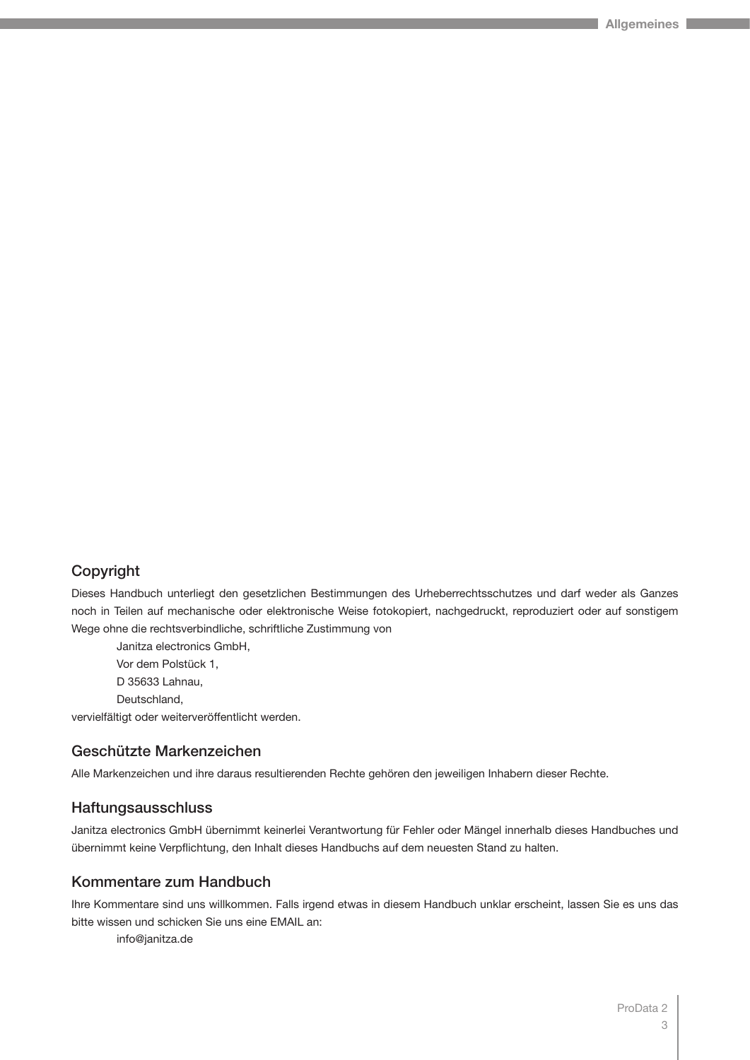## Copyright

Dieses Handbuch unterliegt den gesetzlichen Bestimmungen des Urheberrechtsschutzes und darf weder als Ganzes noch in Teilen auf mechanische oder elektronische Weise fotokopiert, nachgedruckt, reproduziert oder auf sonstigem Wege ohne die rechtsverbindliche, schriftliche Zustimmung von

Janitza electronics GmbH,
Vor dem Polstück 1,
D 35633 Lahnau,
Deutschland,

vervielfältigt oder weiterveröffentlicht werden.

## Geschützte Markenzeichen

Alle Markenzeichen und ihre daraus resultierenden Rechte gehören den jeweiligen Inhabern dieser Rechte.

## Haftungsausschluss

Janitza electronics GmbH übernimmt keinerlei Verantwortung für Fehler oder Mängel innerhalb dieses Handbuches und übernimmt keine Verpflichtung, den Inhalt dieses Handbuchs auf dem neuesten Stand zu halten.

## Kommentare zum Handbuch

Ihre Kommentare sind uns willkommen. Falls irgend etwas in diesem Handbuch unklar erscheint, lassen Sie es uns das bitte wissen und schicken Sie uns eine EMAIL an:

info@janitza.de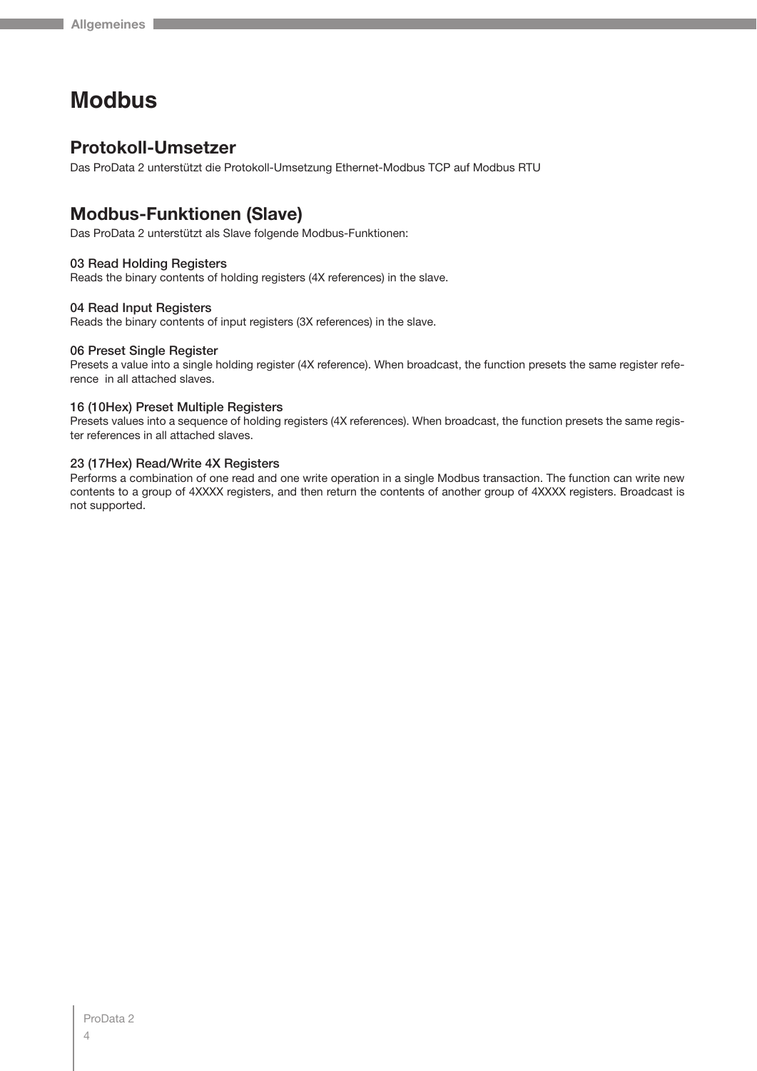# Modbus

## Protokoll-Umsetzer

Das ProData 2 unterstützt die Protokoll-Umsetzung Ethernet-Modbus TCP auf Modbus RTU

## Modbus-Funktionen (Slave)

Das ProData 2 unterstützt als Slave folgende Modbus-Funktionen:

### 03 Read Holding Registers

Reads the binary contents of holding registers (4X references) in the slave.

### 04 Read Input Registers

Reads the binary contents of input registers (3X references) in the slave.

### 06 Preset Single Register

Presets a value into a single holding register (4X reference). When broadcast, the function presets the same register reference in all attached slaves.

### 16 (10Hex) Preset Multiple Registers

Presets values into a sequence of holding registers (4X references). When broadcast, the function presets the same register references in all attached slaves.

### 23 (17Hex) Read/Write 4X Registers

Performs a combination of one read and one write operation in a single Modbus transaction. The function can write new contents to a group of 4XXXX registers, and then return the contents of another group of 4XXXX registers. Broadcast is not supported.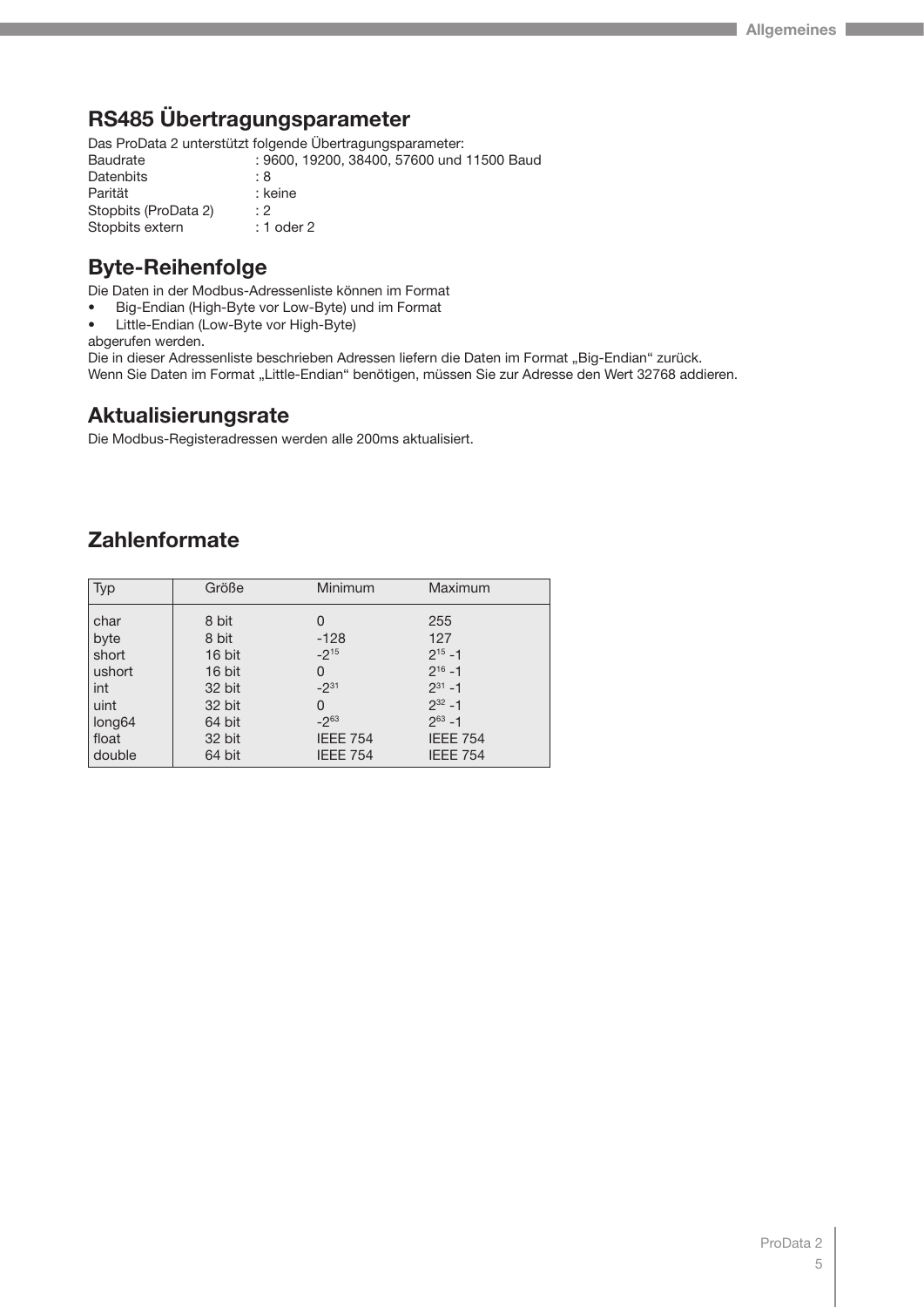## RS485 Übertragungsparameter

Das ProData 2 unterstützt folgende Übertragungsparameter:

| | |
|---|---|
| Baudrate | : 9600, 19200, 38400, 57600 und 11500 Baud |
| Datenbits | : 8 |
| Parität | : keine |
| Stopbits (ProData 2) | : 2 |
| Stopbits extern | : 1 oder 2 |

## Byte-Reihenfolge

Die Daten in der Modbus-Adressenliste können im Format

- Big-Endian (High-Byte vor Low-Byte) und im Format
- Little-Endian (Low-Byte vor High-Byte)

abgerufen werden.

Die in dieser Adressenliste beschrieben Adressen liefern die Daten im Format „Big-Endian“ zurück.
Wenn Sie Daten im Format „Little-Endian“ benötigen, müssen Sie zur Adresse den Wert 32768 addieren.

## Aktualisierungsrate

Die Modbus-Registeradressen werden alle 200ms aktualisiert.

## Zahlenformate

| Typ | Größe | Minimum | Maximum |
|---|---|---|---|
| char | 8 bit | 0 | 255 |
| byte | 8 bit | -128 | 127 |
| short | 16 bit | $-2^{15}$ | $2^{15}$ -1 |
| ushort | 16 bit | 0 | $2^{16}$ -1 |
| int | 32 bit | $-2^{31}$ | $2^{31}$ -1 |
| uint | 32 bit | 0 | $2^{32}$ -1 |
| long64 | 64 bit | $-2^{63}$ | $2^{63}$ -1 |
| float | 32 bit | IEEE 754 | IEEE 754 |
| double | 64 bit | IEEE 754 | IEEE 754 |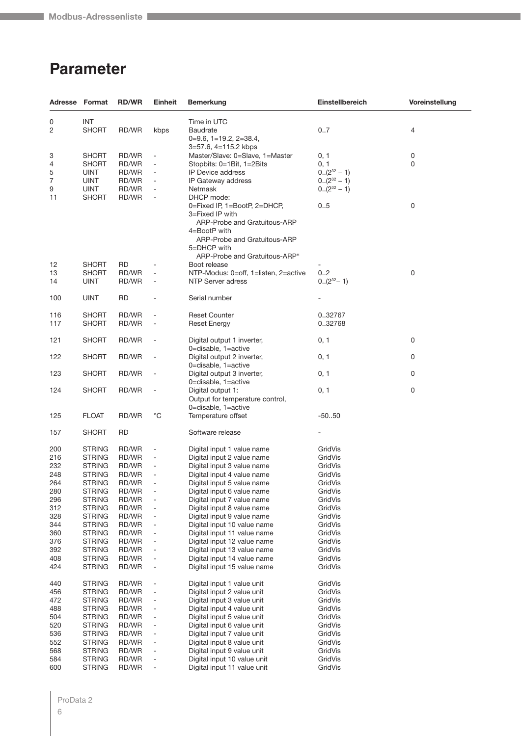# Parameter

| Adresse | Format | RD/WR | Einheit | Bemerkung | Einstellbereich | Voreinstellung |
|---|---|---|---|---|---|---|
| 0 | INT | | | Time in UTC | | |
| 2 | SHORT | RD/WR | kbps | Baudrate<br>0=9.6, 1=19.2, 2=38.4,<br>3=57.6, 4=115.2 kbps | 0..7 | 4 |
| 3 | SHORT | RD/WR | - | Master/Slave: 0=Slave, 1=Master | 0, 1 | 0 |
| 4 | SHORT | RD/WR | - | Stopbits: 0=1Bit, 1=2Bits | 0, 1 | 0 |
| 5 | UINT | RD/WR | - | IP Device address | $0..(2^{32} - 1)$ | |
| 7 | UINT | RD/WR | - | IP Gateway address | $0..(2^{32} - 1)$ | |
| 9 | UINT | RD/WR | - | Netmask | $0..(2^{32} - 1)$ | |
| 11 | SHORT | RD/WR | - | DHCP mode:<br>0=Fixed IP, 1=BootP, 2=DHCP,<br>3=Fixed IP with<br>ARP-Probe and Gratuitous-ARP<br>4=BootP with<br>ARP-Probe and Gratuitous-ARP<br>5=DHCP with<br>ARP-Probe and Gratuitous-ARP“ | 0..5 | 0 |
| 12 | SHORT | RD | - | Boot release | - | |
| 13 | SHORT | RD/WR | - | NTP-Modus: 0=off, 1=listen, 2=active | 0..2 | 0 |
| 14 | UINT | RD/WR | - | NTP Server adress | $0..(2^{32}- 1)$ | |
| 100 | UINT | RD | - | Serial number | - | |
| 116 | SHORT | RD/WR | - | Reset Counter | 0..32767 | |
| 117 | SHORT | RD/WR | - | Reset Energy | 0..32768 | |
| 121 | SHORT | RD/WR | - | Digital output 1 inverter,<br>0=disable, 1=active | 0, 1 | 0 |
| 122 | SHORT | RD/WR | - | Digital output 2 inverter,<br>0=disable, 1=active | 0, 1 | 0 |
| 123 | SHORT | RD/WR | - | Digital output 3 inverter,<br>0=disable, 1=active | 0, 1 | 0 |
| 124 | SHORT | RD/WR | - | Digital output 1:<br>Output for temperature control,<br>0=disable, 1=active | 0, 1 | 0 |
| 125 | FLOAT | RD/WR | °C | Temperature offset | -50..50 | |
| 157 | SHORT | RD | | Software release | - | |
| 200 | STRING | RD/WR | - | Digital input 1 value name | GridVis | |
| 216 | STRING | RD/WR | - | Digital input 2 value name | GridVis | |
| 232 | STRING | RD/WR | - | Digital input 3 value name | GridVis | |
| 248 | STRING | RD/WR | - | Digital input 4 value name | GridVis | |
| 264 | STRING | RD/WR | - | Digital input 5 value name | GridVis | |
| 280 | STRING | RD/WR | - | Digital input 6 value name | GridVis | |
| 296 | STRING | RD/WR | - | Digital input 7 value name | GridVis | |
| 312 | STRING | RD/WR | - | Digital input 8 value name | GridVis | |
| 328 | STRING | RD/WR | - | Digital input 9 value name | GridVis | |
| 344 | STRING | RD/WR | - | Digital input 10 value name | GridVis | |
| 360 | STRING | RD/WR | - | Digital input 11 value name | GridVis | |
| 376 | STRING | RD/WR | - | Digital input 12 value name | GridVis | |
| 392 | STRING | RD/WR | - | Digital input 13 value name | GridVis | |
| 408 | STRING | RD/WR | - | Digital input 14 value name | GridVis | |
| 424 | STRING | RD/WR | - | Digital input 15 value name | GridVis | |
| 440 | STRING | RD/WR | - | Digital input 1 value unit | GridVis | |
| 456 | STRING | RD/WR | - | Digital input 2 value unit | GridVis | |
| 472 | STRING | RD/WR | - | Digital input 3 value unit | GridVis | |
| 488 | STRING | RD/WR | - | Digital input 4 value unit | GridVis | |
| 504 | STRING | RD/WR | - | Digital input 5 value unit | GridVis | |
| 520 | STRING | RD/WR | - | Digital input 6 value unit | GridVis | |
| 536 | STRING | RD/WR | - | Digital input 7 value unit | GridVis | |
| 552 | STRING | RD/WR | - | Digital input 8 value unit | GridVis | |
| 568 | STRING | RD/WR | - | Digital input 9 value unit | GridVis | |
| 584 | STRING | RD/WR | - | Digital input 10 value unit | GridVis | |
| 600 | STRING | RD/WR | - | Digital input 11 value unit | GridVis | |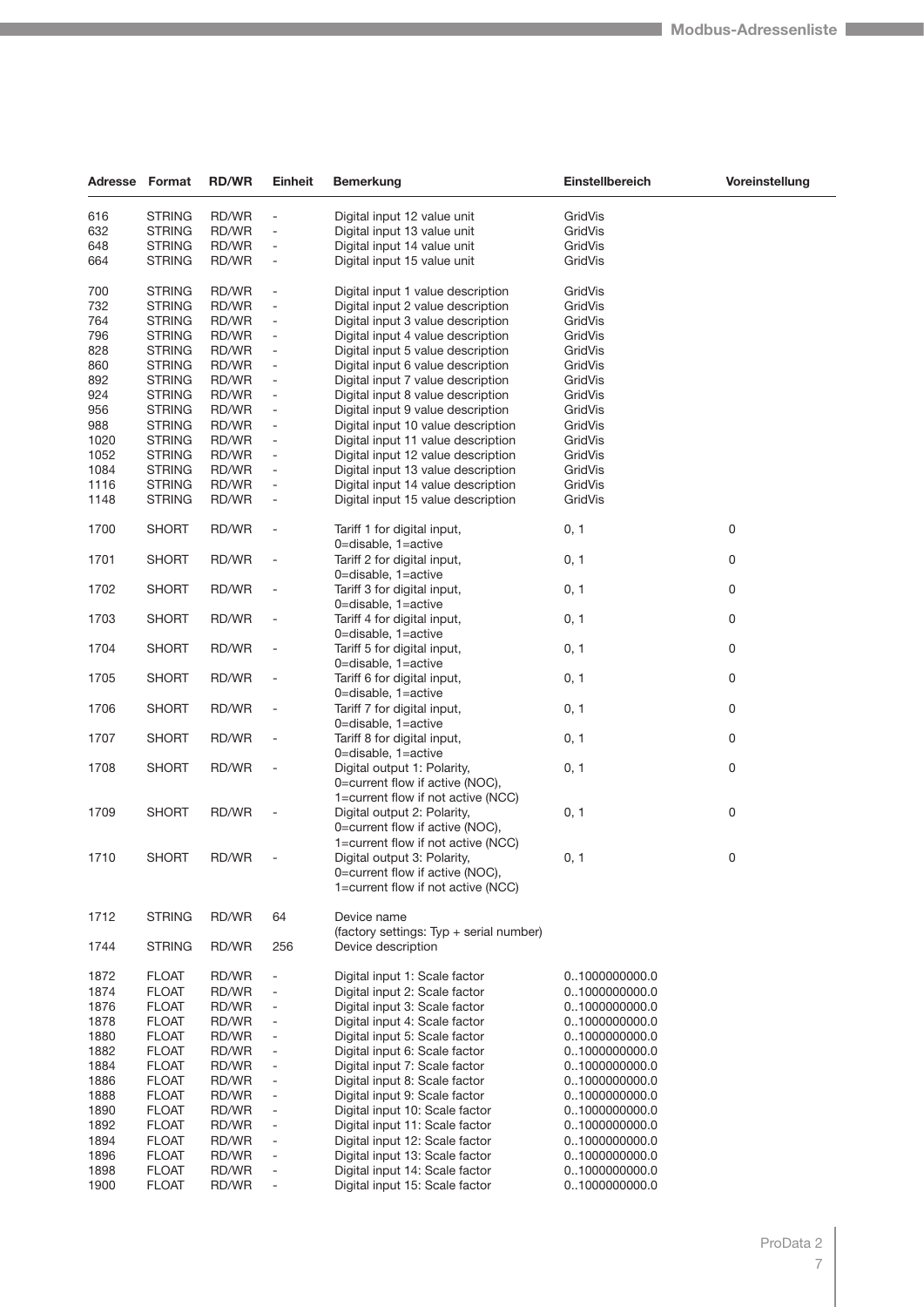| Adresse | Format | RD/WR | Einheit | Bemerkung | Einstellbereich | Voreinstellung |
|---|---|---|---|---|---|---|
| 616 | STRING | RD/WR | - | Digital input 12 value unit | GridVis | |
| 632 | STRING | RD/WR | - | Digital input 13 value unit | GridVis | |
| 648 | STRING | RD/WR | - | Digital input 14 value unit | GridVis | |
| 664 | STRING | RD/WR | - | Digital input 15 value unit | GridVis | |
| 700 | STRING | RD/WR | - | Digital input 1 value description | GridVis | |
| 732 | STRING | RD/WR | - | Digital input 2 value description | GridVis | |
| 764 | STRING | RD/WR | - | Digital input 3 value description | GridVis | |
| 796 | STRING | RD/WR | - | Digital input 4 value description | GridVis | |
| 828 | STRING | RD/WR | - | Digital input 5 value description | GridVis | |
| 860 | STRING | RD/WR | - | Digital input 6 value description | GridVis | |
| 892 | STRING | RD/WR | - | Digital input 7 value description | GridVis | |
| 924 | STRING | RD/WR | - | Digital input 8 value description | GridVis | |
| 956 | STRING | RD/WR | - | Digital input 9 value description | GridVis | |
| 988 | STRING | RD/WR | - | Digital input 10 value description | GridVis | |
| 1020 | STRING | RD/WR | - | Digital input 11 value description | GridVis | |
| 1052 | STRING | RD/WR | - | Digital input 12 value description | GridVis | |
| 1084 | STRING | RD/WR | - | Digital input 13 value description | GridVis | |
| 1116 | STRING | RD/WR | - | Digital input 14 value description | GridVis | |
| 1148 | STRING | RD/WR | - | Digital input 15 value description | GridVis | |
| 1700 | SHORT | RD/WR | - | Tariff 1 for digital input, 0=disable, 1=active | 0, 1 | 0 |
| 1701 | SHORT | RD/WR | - | Tariff 2 for digital input, 0=disable, 1=active | 0, 1 | 0 |
| 1702 | SHORT | RD/WR | - | Tariff 3 for digital input, 0=disable, 1=active | 0, 1 | 0 |
| 1703 | SHORT | RD/WR | - | Tariff 4 for digital input, 0=disable, 1=active | 0, 1 | 0 |
| 1704 | SHORT | RD/WR | - | Tariff 5 for digital input, 0=disable, 1=active | 0, 1 | 0 |
| 1705 | SHORT | RD/WR | - | Tariff 6 for digital input, 0=disable, 1=active | 0, 1 | 0 |
| 1706 | SHORT | RD/WR | - | Tariff 7 for digital input, 0=disable, 1=active | 0, 1 | 0 |
| 1707 | SHORT | RD/WR | - | Tariff 8 for digital input, 0=disable, 1=active | 0, 1 | 0 |
| 1708 | SHORT | RD/WR | - | Digital output 1: Polarity, 0=current flow if active (NOC), 1=current flow if not active (NCC) | 0, 1 | 0 |
| 1709 | SHORT | RD/WR | - | Digital output 2: Polarity, 0=current flow if active (NOC), 1=current flow if not active (NCC) | 0, 1 | 0 |
| 1710 | SHORT | RD/WR | - | Digital output 3: Polarity, 0=current flow if active (NOC), 1=current flow if not active (NCC) | 0, 1 | 0 |
| 1712 | STRING | RD/WR | 64 | Device name (factory settings: Typ + serial number) | | |
| 1744 | STRING | RD/WR | 256 | Device description | | |
| 1872 | FLOAT | RD/WR | - | Digital input 1: Scale factor | 0..1000000000.0 | |
| 1874 | FLOAT | RD/WR | - | Digital input 2: Scale factor | 0..1000000000.0 | |
| 1876 | FLOAT | RD/WR | - | Digital input 3: Scale factor | 0..1000000000.0 | |
| 1878 | FLOAT | RD/WR | - | Digital input 4: Scale factor | 0..1000000000.0 | |
| 1880 | FLOAT | RD/WR | - | Digital input 5: Scale factor | 0..1000000000.0 | |
| 1882 | FLOAT | RD/WR | - | Digital input 6: Scale factor | 0..1000000000.0 | |
| 1884 | FLOAT | RD/WR | - | Digital input 7: Scale factor | 0..1000000000.0 | |
| 1886 | FLOAT | RD/WR | - | Digital input 8: Scale factor | 0..1000000000.0 | |
| 1888 | FLOAT | RD/WR | - | Digital input 9: Scale factor | 0..1000000000.0 | |
| 1890 | FLOAT | RD/WR | - | Digital input 10: Scale factor | 0..1000000000.0 | |
| 1892 | FLOAT | RD/WR | - | Digital input 11: Scale factor | 0..1000000000.0 | |
| 1894 | FLOAT | RD/WR | - | Digital input 12: Scale factor | 0..1000000000.0 | |
| 1896 | FLOAT | RD/WR | - | Digital input 13: Scale factor | 0..1000000000.0 | |
| 1898 | FLOAT | RD/WR | - | Digital input 14: Scale factor | 0..1000000000.0 | |
| 1900 | FLOAT | RD/WR | - | Digital input 15: Scale factor | 0..1000000000.0 | |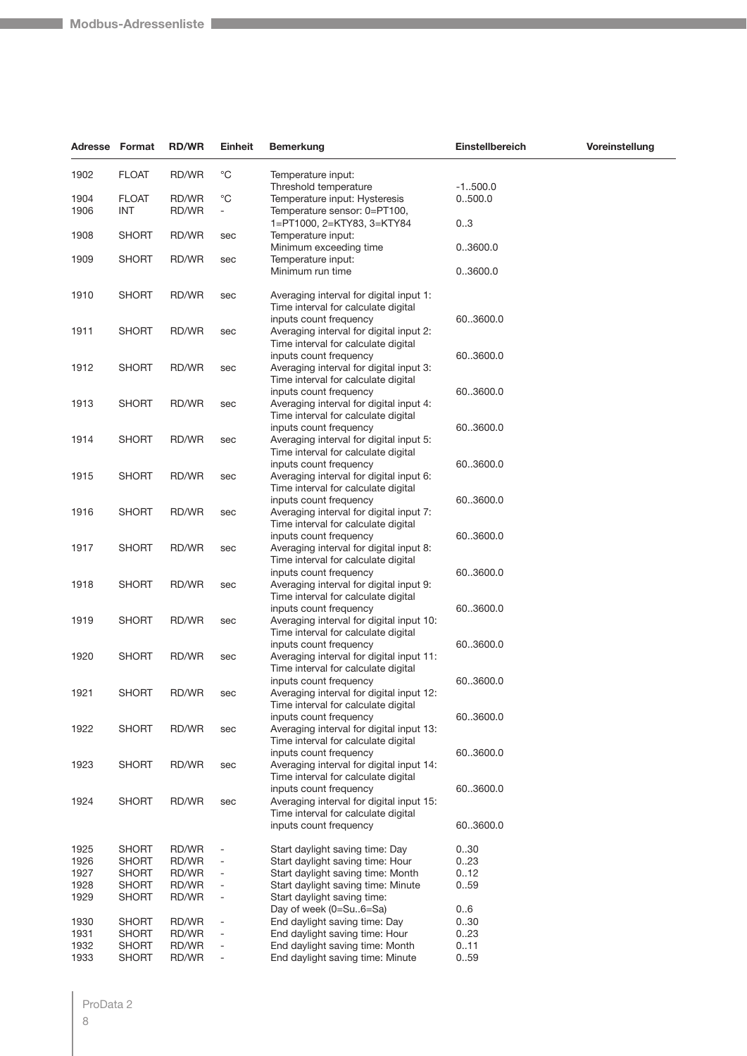| Adresse | Format | RD/WR | Einheit | Bemerkung | Einstellbereich | Voreinstellung |
|---|---|---|---|---|---|---|
| 1902 | FLOAT | RD/WR | °C | Temperature input: Threshold temperature | -1..500.0 | |
| 1904 | FLOAT | RD/WR | °C | Temperature input: Hysteresis | 0..500.0 | |
| 1906 | INT | RD/WR | - | Temperature sensor: 0=PT100, 1=PT1000, 2=KTY83, 3=KTY84 | 0..3 | |
| 1908 | SHORT | RD/WR | sec | Temperature input: Minimum exceeding time | 0..3600.0 | |
| 1909 | SHORT | RD/WR | sec | Temperature input: Minimum run time | 0..3600.0 | |
| 1910 | SHORT | RD/WR | sec | Averaging interval for digital input 1: Time interval for calculate digital inputs count frequency | 60..3600.0 | |
| 1911 | SHORT | RD/WR | sec | Averaging interval for digital input 2: Time interval for calculate digital inputs count frequency | 60..3600.0 | |
| 1912 | SHORT | RD/WR | sec | Averaging interval for digital input 3: Time interval for calculate digital inputs count frequency | 60..3600.0 | |
| 1913 | SHORT | RD/WR | sec | Averaging interval for digital input 4: Time interval for calculate digital inputs count frequency | 60..3600.0 | |
| 1914 | SHORT | RD/WR | sec | Averaging interval for digital input 5: Time interval for calculate digital inputs count frequency | 60..3600.0 | |
| 1915 | SHORT | RD/WR | sec | Averaging interval for digital input 6: Time interval for calculate digital inputs count frequency | 60..3600.0 | |
| 1916 | SHORT | RD/WR | sec | Averaging interval for digital input 7: Time interval for calculate digital inputs count frequency | 60..3600.0 | |
| 1917 | SHORT | RD/WR | sec | Averaging interval for digital input 8: Time interval for calculate digital inputs count frequency | 60..3600.0 | |
| 1918 | SHORT | RD/WR | sec | Averaging interval for digital input 9: Time interval for calculate digital inputs count frequency | 60..3600.0 | |
| 1919 | SHORT | RD/WR | sec | Averaging interval for digital input 10: Time interval for calculate digital inputs count frequency | 60..3600.0 | |
| 1920 | SHORT | RD/WR | sec | Averaging interval for digital input 11: Time interval for calculate digital inputs count frequency | 60..3600.0 | |
| 1921 | SHORT | RD/WR | sec | Averaging interval for digital input 12: Time interval for calculate digital inputs count frequency | 60..3600.0 | |
| 1922 | SHORT | RD/WR | sec | Averaging interval for digital input 13: Time interval for calculate digital inputs count frequency | 60..3600.0 | |
| 1923 | SHORT | RD/WR | sec | Averaging interval for digital input 14: Time interval for calculate digital inputs count frequency | 60..3600.0 | |
| 1924 | SHORT | RD/WR | sec | Averaging interval for digital input 15: Time interval for calculate digital inputs count frequency | 60..3600.0 | |
| 1925 | SHORT | RD/WR | - | Start daylight saving time: Day | 0..30 | |
| 1926 | SHORT | RD/WR | - | Start daylight saving time: Hour | 0..23 | |
| 1927 | SHORT | RD/WR | - | Start daylight saving time: Month | 0..12 | |
| 1928 | SHORT | RD/WR | - | Start daylight saving time: Minute | 0..59 | |
| 1929 | SHORT | RD/WR | - | Start daylight saving time: Day of week (0=Su..6=Sa) | 0..6 | |
| 1930 | SHORT | RD/WR | - | End daylight saving time: Day | 0..30 | |
| 1931 | SHORT | RD/WR | - | End daylight saving time: Hour | 0..23 | |
| 1932 | SHORT | RD/WR | - | End daylight saving time: Month | 0..11 | |
| 1933 | SHORT | RD/WR | - | End daylight saving time: Minute | 0..59 | |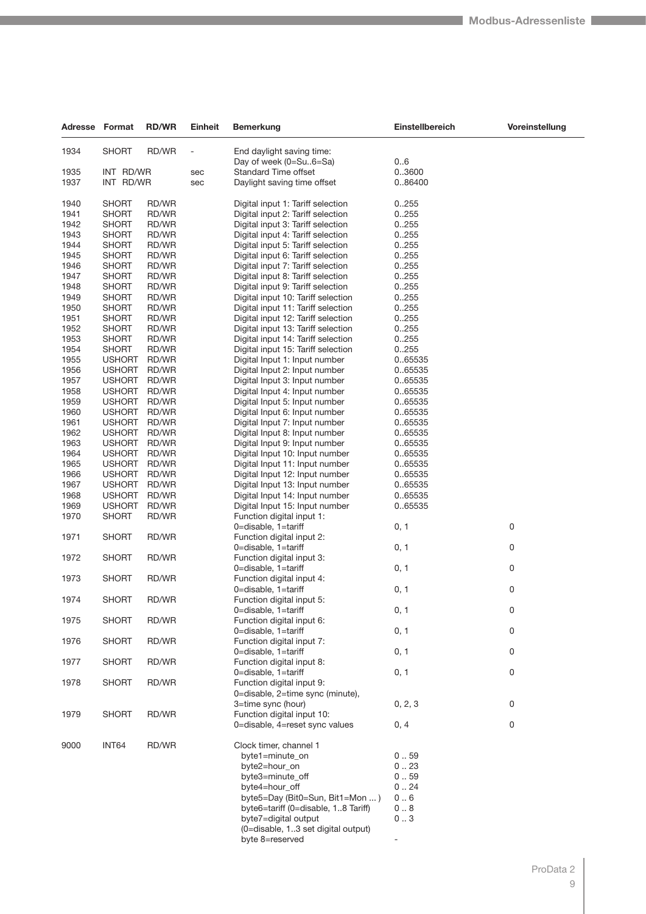| Adresse | Format | RD/WR | Einheit | Bemerkung | Einstellbereich | Voreinstellung |
|---|---|---|---|---|---|---|
| 1934 | SHORT | RD/WR | - | End daylight saving time: Day of week (0=Su..6=Sa) | 0..6 | |
| 1935 | INT | RD/WR | sec | Standard Time offset | 0..3600 | |
| 1937 | INT | RD/WR | sec | Daylight saving time offset | 0..86400 | |
| 1940 | SHORT | RD/WR | | Digital input 1: Tariff selection | 0..255 | |
| 1941 | SHORT | RD/WR | | Digital input 2: Tariff selection | 0..255 | |
| 1942 | SHORT | RD/WR | | Digital input 3: Tariff selection | 0..255 | |
| 1943 | SHORT | RD/WR | | Digital input 4: Tariff selection | 0..255 | |
| 1944 | SHORT | RD/WR | | Digital input 5: Tariff selection | 0..255 | |
| 1945 | SHORT | RD/WR | | Digital input 6: Tariff selection | 0..255 | |
| 1946 | SHORT | RD/WR | | Digital input 7: Tariff selection | 0..255 | |
| 1947 | SHORT | RD/WR | | Digital input 8: Tariff selection | 0..255 | |
| 1948 | SHORT | RD/WR | | Digital input 9: Tariff selection | 0..255 | |
| 1949 | SHORT | RD/WR | | Digital input 10: Tariff selection | 0..255 | |
| 1950 | SHORT | RD/WR | | Digital input 11: Tariff selection | 0..255 | |
| 1951 | SHORT | RD/WR | | Digital input 12: Tariff selection | 0..255 | |
| 1952 | SHORT | RD/WR | | Digital input 13: Tariff selection | 0..255 | |
| 1953 | SHORT | RD/WR | | Digital input 14: Tariff selection | 0..255 | |
| 1954 | SHORT | RD/WR | | Digital input 15: Tariff selection | 0..255 | |
| 1955 | USHORT | RD/WR | | Digital Input 1: Input number | 0..65535 | |
| 1956 | USHORT | RD/WR | | Digital Input 2: Input number | 0..65535 | |
| 1957 | USHORT | RD/WR | | Digital Input 3: Input number | 0..65535 | |
| 1958 | USHORT | RD/WR | | Digital Input 4: Input number | 0..65535 | |
| 1959 | USHORT | RD/WR | | Digital Input 5: Input number | 0..65535 | |
| 1960 | USHORT | RD/WR | | Digital Input 6: Input number | 0..65535 | |
| 1961 | USHORT | RD/WR | | Digital Input 7: Input number | 0..65535 | |
| 1962 | USHORT | RD/WR | | Digital Input 8: Input number | 0..65535 | |
| 1963 | USHORT | RD/WR | | Digital Input 9: Input number | 0..65535 | |
| 1964 | USHORT | RD/WR | | Digital Input 10: Input number | 0..65535 | |
| 1965 | USHORT | RD/WR | | Digital Input 11: Input number | 0..65535 | |
| 1966 | USHORT | RD/WR | | Digital Input 12: Input number | 0..65535 | |
| 1967 | USHORT | RD/WR | | Digital Input 13: Input number | 0..65535 | |
| 1968 | USHORT | RD/WR | | Digital Input 14: Input number | 0..65535 | |
| 1969 | USHORT | RD/WR | | Digital Input 15: Input number | 0..65535 | |
| 1970 | SHORT | RD/WR | | Function digital input 1: 0=disable, 1=tariff | 0, 1 | 0 |
| 1971 | SHORT | RD/WR | | Function digital input 2: 0=disable, 1=tariff | 0, 1 | 0 |
| 1972 | SHORT | RD/WR | | Function digital input 3: 0=disable, 1=tariff | 0, 1 | 0 |
| 1973 | SHORT | RD/WR | | Function digital input 4: 0=disable, 1=tariff | 0, 1 | 0 |
| 1974 | SHORT | RD/WR | | Function digital input 5: 0=disable, 1=tariff | 0, 1 | 0 |
| 1975 | SHORT | RD/WR | | Function digital input 6: 0=disable, 1=tariff | 0, 1 | 0 |
| 1976 | SHORT | RD/WR | | Function digital input 7: 0=disable, 1=tariff | 0, 1 | 0 |
| 1977 | SHORT | RD/WR | | Function digital input 8: 0=disable, 1=tariff | 0, 1 | 0 |
| 1978 | SHORT | RD/WR | | Function digital input 9: 0=disable, 2=time sync (minute), 3=time sync (hour) | 0, 2, 3 | 0 |
| 1979 | SHORT | RD/WR | | Function digital input 10: 0=disable, 4=reset sync values | 0, 4 | 0 |
| 9000 | INT64 | RD/WR | | Clock timer, channel 1 | | |
| | | | | byte1=minute_on | 0 .. 59 | |
| | | | | byte2=hour_on | 0 .. 23 | |
| | | | | byte3=minute_off | 0 .. 59 | |
| | | | | byte4=hour_off | 0 .. 24 | |
| | | | | byte5=Day (Bit0=Sun, Bit1=Mon ... ) | 0 .. 6 | |
| | | | | byte6=tariff (0=disable, 1..8 Tariff) | 0 .. 8 | |
| | | | | byte7=digital output (0=disable, 1..3 set digital output) | 0 .. 3 | |
| | | | | byte 8=reserved | - | |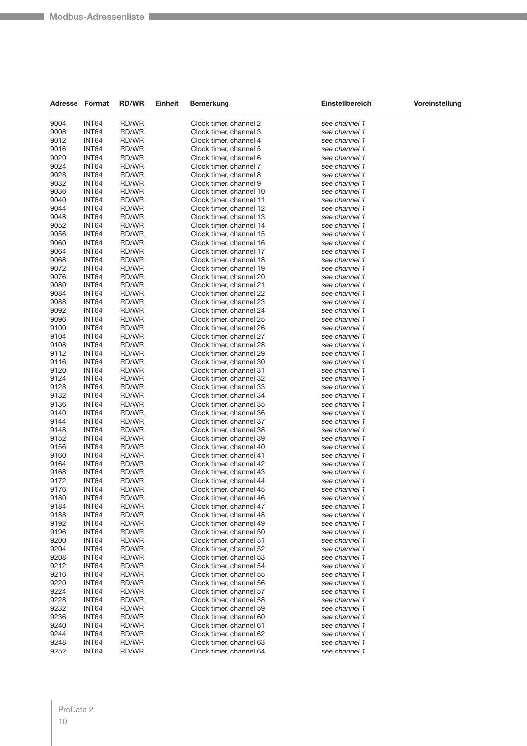| Adresse | Format | RD/WR | Einheit | Bemerkung | Einstellbereich | Voreinstellung |
|---|---|---|---|---|---|---|
| 9004 | INT64 | RD/WR | | Clock timer, channel 2 | *see channel 1* | |
| 9008 | INT64 | RD/WR | | Clock timer, channel 3 | *see channel 1* | |
| 9012 | INT64 | RD/WR | | Clock timer, channel 4 | *see channel 1* | |
| 9016 | INT64 | RD/WR | | Clock timer, channel 5 | *see channel 1* | |
| 9020 | INT64 | RD/WR | | Clock timer, channel 6 | *see channel 1* | |
| 9024 | INT64 | RD/WR | | Clock timer, channel 7 | *see channel 1* | |
| 9028 | INT64 | RD/WR | | Clock timer, channel 8 | *see channel 1* | |
| 9032 | INT64 | RD/WR | | Clock timer, channel 9 | *see channel 1* | |
| 9036 | INT64 | RD/WR | | Clock timer, channel 10 | *see channel 1* | |
| 9040 | INT64 | RD/WR | | Clock timer, channel 11 | *see channel 1* | |
| 9044 | INT64 | RD/WR | | Clock timer, channel 12 | *see channel 1* | |
| 9048 | INT64 | RD/WR | | Clock timer, channel 13 | *see channel 1* | |
| 9052 | INT64 | RD/WR | | Clock timer, channel 14 | *see channel 1* | |
| 9056 | INT64 | RD/WR | | Clock timer, channel 15 | *see channel 1* | |
| 9060 | INT64 | RD/WR | | Clock timer, channel 16 | *see channel 1* | |
| 9064 | INT64 | RD/WR | | Clock timer, channel 17 | *see channel 1* | |
| 9068 | INT64 | RD/WR | | Clock timer, channel 18 | *see channel 1* | |
| 9072 | INT64 | RD/WR | | Clock timer, channel 19 | *see channel 1* | |
| 9076 | INT64 | RD/WR | | Clock timer, channel 20 | *see channel 1* | |
| 9080 | INT64 | RD/WR | | Clock timer, channel 21 | *see channel 1* | |
| 9084 | INT64 | RD/WR | | Clock timer, channel 22 | *see channel 1* | |
| 9088 | INT64 | RD/WR | | Clock timer, channel 23 | *see channel 1* | |
| 9092 | INT64 | RD/WR | | Clock timer, channel 24 | *see channel 1* | |
| 9096 | INT64 | RD/WR | | Clock timer, channel 25 | *see channel 1* | |
| 9100 | INT64 | RD/WR | | Clock timer, channel 26 | *see channel 1* | |
| 9104 | INT64 | RD/WR | | Clock timer, channel 27 | *see channel 1* | |
| 9108 | INT64 | RD/WR | | Clock timer, channel 28 | *see channel 1* | |
| 9112 | INT64 | RD/WR | | Clock timer, channel 29 | *see channel 1* | |
| 9116 | INT64 | RD/WR | | Clock timer, channel 30 | *see channel 1* | |
| 9120 | INT64 | RD/WR | | Clock timer, channel 31 | *see channel 1* | |
| 9124 | INT64 | RD/WR | | Clock timer, channel 32 | *see channel 1* | |
| 9128 | INT64 | RD/WR | | Clock timer, channel 33 | *see channel 1* | |
| 9132 | INT64 | RD/WR | | Clock timer, channel 34 | *see channel 1* | |
| 9136 | INT64 | RD/WR | | Clock timer, channel 35 | *see channel 1* | |
| 9140 | INT64 | RD/WR | | Clock timer, channel 36 | *see channel 1* | |
| 9144 | INT64 | RD/WR | | Clock timer, channel 37 | *see channel 1* | |
| 9148 | INT64 | RD/WR | | Clock timer, channel 38 | *see channel 1* | |
| 9152 | INT64 | RD/WR | | Clock timer, channel 39 | *see channel 1* | |
| 9156 | INT64 | RD/WR | | Clock timer, channel 40 | *see channel 1* | |
| 9160 | INT64 | RD/WR | | Clock timer, channel 41 | *see channel 1* | |
| 9164 | INT64 | RD/WR | | Clock timer, channel 42 | *see channel 1* | |
| 9168 | INT64 | RD/WR | | Clock timer, channel 43 | *see channel 1* | |
| 9172 | INT64 | RD/WR | | Clock timer, channel 44 | *see channel 1* | |
| 9176 | INT64 | RD/WR | | Clock timer, channel 45 | *see channel 1* | |
| 9180 | INT64 | RD/WR | | Clock timer, channel 46 | *see channel 1* | |
| 9184 | INT64 | RD/WR | | Clock timer, channel 47 | *see channel 1* | |
| 9188 | INT64 | RD/WR | | Clock timer, channel 48 | *see channel 1* | |
| 9192 | INT64 | RD/WR | | Clock timer, channel 49 | *see channel 1* | |
| 9196 | INT64 | RD/WR | | Clock timer, channel 50 | *see channel 1* | |
| 9200 | INT64 | RD/WR | | Clock timer, channel 51 | *see channel 1* | |
| 9204 | INT64 | RD/WR | | Clock timer, channel 52 | *see channel 1* | |
| 9208 | INT64 | RD/WR | | Clock timer, channel 53 | *see channel 1* | |
| 9212 | INT64 | RD/WR | | Clock timer, channel 54 | *see channel 1* | |
| 9216 | INT64 | RD/WR | | Clock timer, channel 55 | *see channel 1* | |
| 9220 | INT64 | RD/WR | | Clock timer, channel 56 | *see channel 1* | |
| 9224 | INT64 | RD/WR | | Clock timer, channel 57 | *see channel 1* | |
| 9228 | INT64 | RD/WR | | Clock timer, channel 58 | *see channel 1* | |
| 9232 | INT64 | RD/WR | | Clock timer, channel 59 | *see channel 1* | |
| 9236 | INT64 | RD/WR | | Clock timer, channel 60 | *see channel 1* | |
| 9240 | INT64 | RD/WR | | Clock timer, channel 61 | *see channel 1* | |
| 9244 | INT64 | RD/WR | | Clock timer, channel 62 | *see channel 1* | |
| 9248 | INT64 | RD/WR | | Clock timer, channel 63 | *see channel 1* | |
| 9252 | INT64 | RD/WR | | Clock timer, channel 64 | *see channel 1* | |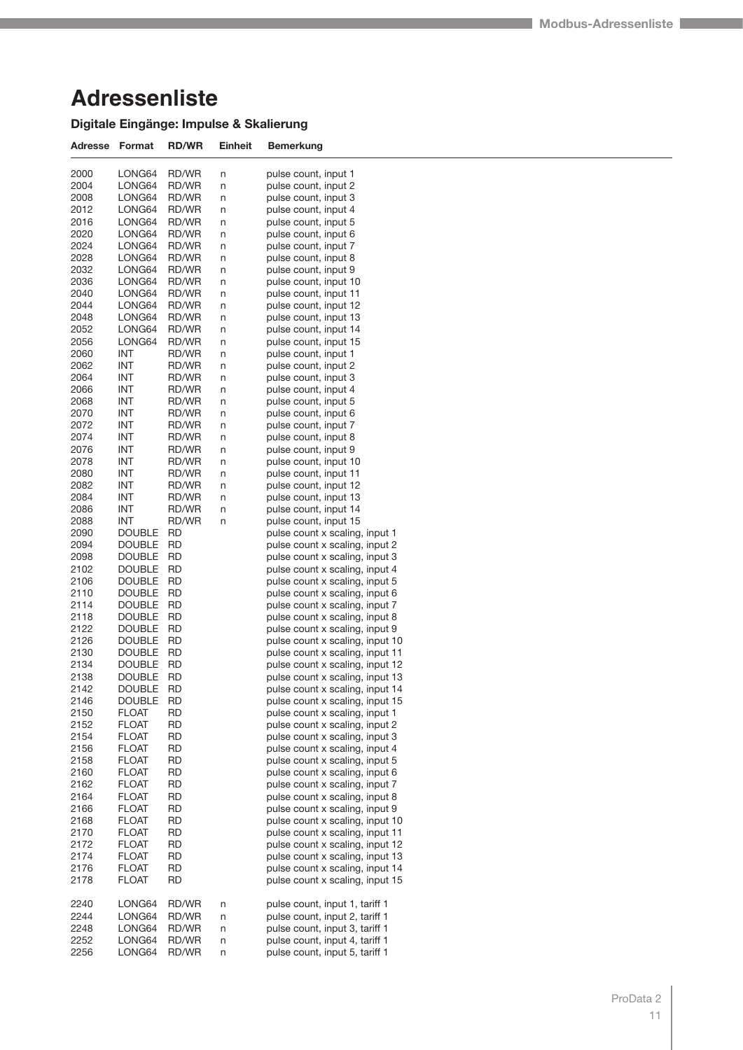# Adressenliste

### Digitale Eingänge: Impulse & Skalierung

| Adresse | Format | RD/WR | Einheit | Bemerkung |
|---|---|---|---|---|
| 2000 | LONG64 | RD/WR | n | pulse count, input 1 |
| 2004 | LONG64 | RD/WR | n | pulse count, input 2 |
| 2008 | LONG64 | RD/WR | n | pulse count, input 3 |
| 2012 | LONG64 | RD/WR | n | pulse count, input 4 |
| 2016 | LONG64 | RD/WR | n | pulse count, input 5 |
| 2020 | LONG64 | RD/WR | n | pulse count, input 6 |
| 2024 | LONG64 | RD/WR | n | pulse count, input 7 |
| 2028 | LONG64 | RD/WR | n | pulse count, input 8 |
| 2032 | LONG64 | RD/WR | n | pulse count, input 9 |
| 2036 | LONG64 | RD/WR | n | pulse count, input 10 |
| 2040 | LONG64 | RD/WR | n | pulse count, input 11 |
| 2044 | LONG64 | RD/WR | n | pulse count, input 12 |
| 2048 | LONG64 | RD/WR | n | pulse count, input 13 |
| 2052 | LONG64 | RD/WR | n | pulse count, input 14 |
| 2056 | LONG64 | RD/WR | n | pulse count, input 15 |
| 2060 | INT | RD/WR | n | pulse count, input 1 |
| 2062 | INT | RD/WR | n | pulse count, input 2 |
| 2064 | INT | RD/WR | n | pulse count, input 3 |
| 2066 | INT | RD/WR | n | pulse count, input 4 |
| 2068 | INT | RD/WR | n | pulse count, input 5 |
| 2070 | INT | RD/WR | n | pulse count, input 6 |
| 2072 | INT | RD/WR | n | pulse count, input 7 |
| 2074 | INT | RD/WR | n | pulse count, input 8 |
| 2076 | INT | RD/WR | n | pulse count, input 9 |
| 2078 | INT | RD/WR | n | pulse count, input 10 |
| 2080 | INT | RD/WR | n | pulse count, input 11 |
| 2082 | INT | RD/WR | n | pulse count, input 12 |
| 2084 | INT | RD/WR | n | pulse count, input 13 |
| 2086 | INT | RD/WR | n | pulse count, input 14 |
| 2088 | INT | RD/WR | n | pulse count, input 15 |
| 2090 | DOUBLE | RD | | pulse count x scaling, input 1 |
| 2094 | DOUBLE | RD | | pulse count x scaling, input 2 |
| 2098 | DOUBLE | RD | | pulse count x scaling, input 3 |
| 2102 | DOUBLE | RD | | pulse count x scaling, input 4 |
| 2106 | DOUBLE | RD | | pulse count x scaling, input 5 |
| 2110 | DOUBLE | RD | | pulse count x scaling, input 6 |
| 2114 | DOUBLE | RD | | pulse count x scaling, input 7 |
| 2118 | DOUBLE | RD | | pulse count x scaling, input 8 |
| 2122 | DOUBLE | RD | | pulse count x scaling, input 9 |
| 2126 | DOUBLE | RD | | pulse count x scaling, input 10 |
| 2130 | DOUBLE | RD | | pulse count x scaling, input 11 |
| 2134 | DOUBLE | RD | | pulse count x scaling, input 12 |
| 2138 | DOUBLE | RD | | pulse count x scaling, input 13 |
| 2142 | DOUBLE | RD | | pulse count x scaling, input 14 |
| 2146 | DOUBLE | RD | | pulse count x scaling, input 15 |
| 2150 | FLOAT | RD | | pulse count x scaling, input 1 |
| 2152 | FLOAT | RD | | pulse count x scaling, input 2 |
| 2154 | FLOAT | RD | | pulse count x scaling, input 3 |
| 2156 | FLOAT | RD | | pulse count x scaling, input 4 |
| 2158 | FLOAT | RD | | pulse count x scaling, input 5 |
| 2160 | FLOAT | RD | | pulse count x scaling, input 6 |
| 2162 | FLOAT | RD | | pulse count x scaling, input 7 |
| 2164 | FLOAT | RD | | pulse count x scaling, input 8 |
| 2166 | FLOAT | RD | | pulse count x scaling, input 9 |
| 2168 | FLOAT | RD | | pulse count x scaling, input 10 |
| 2170 | FLOAT | RD | | pulse count x scaling, input 11 |
| 2172 | FLOAT | RD | | pulse count x scaling, input 12 |
| 2174 | FLOAT | RD | | pulse count x scaling, input 13 |
| 2176 | FLOAT | RD | | pulse count x scaling, input 14 |
| 2178 | FLOAT | RD | | pulse count x scaling, input 15 |
| 2240 | LONG64 | RD/WR | n | pulse count, input 1, tariff 1 |
| 2244 | LONG64 | RD/WR | n | pulse count, input 2, tariff 1 |
| 2248 | LONG64 | RD/WR | n | pulse count, input 3, tariff 1 |
| 2252 | LONG64 | RD/WR | n | pulse count, input 4, tariff 1 |
| 2256 | LONG64 | RD/WR | n | pulse count, input 5, tariff 1 |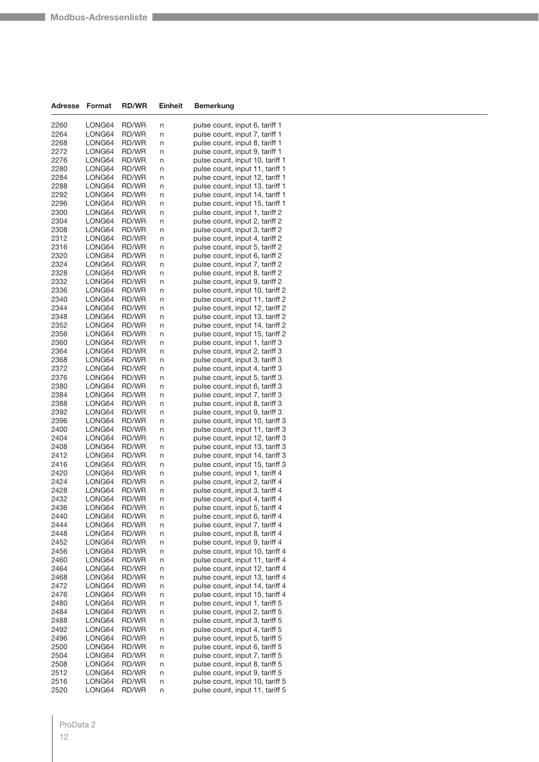| Adresse | Format | RD/WR | Einheit | Bemerkung |
|---|---|---|---|---|
| 2260 | LONG64 | RD/WR | n | pulse count, input 6, tariff 1 |
| 2264 | LONG64 | RD/WR | n | pulse count, input 7, tariff 1 |
| 2268 | LONG64 | RD/WR | n | pulse count, input 8, tariff 1 |
| 2272 | LONG64 | RD/WR | n | pulse count, input 9, tariff 1 |
| 2276 | LONG64 | RD/WR | n | pulse count, input 10, tariff 1 |
| 2280 | LONG64 | RD/WR | n | pulse count, input 11, tariff 1 |
| 2284 | LONG64 | RD/WR | n | pulse count, input 12, tariff 1 |
| 2288 | LONG64 | RD/WR | n | pulse count, input 13, tariff 1 |
| 2292 | LONG64 | RD/WR | n | pulse count, input 14, tariff 1 |
| 2296 | LONG64 | RD/WR | n | pulse count, input 15, tariff 1 |
| 2300 | LONG64 | RD/WR | n | pulse count, input 1, tariff 2 |
| 2304 | LONG64 | RD/WR | n | pulse count, input 2, tariff 2 |
| 2308 | LONG64 | RD/WR | n | pulse count, input 3, tariff 2 |
| 2312 | LONG64 | RD/WR | n | pulse count, input 4, tariff 2 |
| 2316 | LONG64 | RD/WR | n | pulse count, input 5, tariff 2 |
| 2320 | LONG64 | RD/WR | n | pulse count, input 6, tariff 2 |
| 2324 | LONG64 | RD/WR | n | pulse count, input 7, tariff 2 |
| 2328 | LONG64 | RD/WR | n | pulse count, input 8, tariff 2 |
| 2332 | LONG64 | RD/WR | n | pulse count, input 9, tariff 2 |
| 2336 | LONG64 | RD/WR | n | pulse count, input 10, tariff 2 |
| 2340 | LONG64 | RD/WR | n | pulse count, input 11, tariff 2 |
| 2344 | LONG64 | RD/WR | n | pulse count, input 12, tariff 2 |
| 2348 | LONG64 | RD/WR | n | pulse count, input 13, tariff 2 |
| 2352 | LONG64 | RD/WR | n | pulse count, input 14, tariff 2 |
| 2356 | LONG64 | RD/WR | n | pulse count, input 15, tariff 2 |
| 2360 | LONG64 | RD/WR | n | pulse count, input 1, tariff 3 |
| 2364 | LONG64 | RD/WR | n | pulse count, input 2, tariff 3 |
| 2368 | LONG64 | RD/WR | n | pulse count, input 3, tariff 3 |
| 2372 | LONG64 | RD/WR | n | pulse count, input 4, tariff 3 |
| 2376 | LONG64 | RD/WR | n | pulse count, input 5, tariff 3 |
| 2380 | LONG64 | RD/WR | n | pulse count, input 6, tariff 3 |
| 2384 | LONG64 | RD/WR | n | pulse count, input 7, tariff 3 |
| 2388 | LONG64 | RD/WR | n | pulse count, input 8, tariff 3 |
| 2392 | LONG64 | RD/WR | n | pulse count, input 9, tariff 3 |
| 2396 | LONG64 | RD/WR | n | pulse count, input 10, tariff 3 |
| 2400 | LONG64 | RD/WR | n | pulse count, input 11, tariff 3 |
| 2404 | LONG64 | RD/WR | n | pulse count, input 12, tariff 3 |
| 2408 | LONG64 | RD/WR | n | pulse count, input 13, tariff 3 |
| 2412 | LONG64 | RD/WR | n | pulse count, input 14, tariff 3 |
| 2416 | LONG64 | RD/WR | n | pulse count, input 15, tariff 3 |
| 2420 | LONG64 | RD/WR | n | pulse count, input 1, tariff 4 |
| 2424 | LONG64 | RD/WR | n | pulse count, input 2, tariff 4 |
| 2428 | LONG64 | RD/WR | n | pulse count, input 3, tariff 4 |
| 2432 | LONG64 | RD/WR | n | pulse count, input 4, tariff 4 |
| 2436 | LONG64 | RD/WR | n | pulse count, input 5, tariff 4 |
| 2440 | LONG64 | RD/WR | n | pulse count, input 6, tariff 4 |
| 2444 | LONG64 | RD/WR | n | pulse count, input 7, tariff 4 |
| 2448 | LONG64 | RD/WR | n | pulse count, input 8, tariff 4 |
| 2452 | LONG64 | RD/WR | n | pulse count, input 9, tariff 4 |
| 2456 | LONG64 | RD/WR | n | pulse count, input 10, tariff 4 |
| 2460 | LONG64 | RD/WR | n | pulse count, input 11, tariff 4 |
| 2464 | LONG64 | RD/WR | n | pulse count, input 12, tariff 4 |
| 2468 | LONG64 | RD/WR | n | pulse count, input 13, tariff 4 |
| 2472 | LONG64 | RD/WR | n | pulse count, input 14, tariff 4 |
| 2476 | LONG64 | RD/WR | n | pulse count, input 15, tariff 4 |
| 2480 | LONG64 | RD/WR | n | pulse count, input 1, tariff 5 |
| 2484 | LONG64 | RD/WR | n | pulse count, input 2, tariff 5 |
| 2488 | LONG64 | RD/WR | n | pulse count, input 3, tariff 5 |
| 2492 | LONG64 | RD/WR | n | pulse count, input 4, tariff 5 |
| 2496 | LONG64 | RD/WR | n | pulse count, input 5, tariff 5 |
| 2500 | LONG64 | RD/WR | n | pulse count, input 6, tariff 5 |
| 2504 | LONG64 | RD/WR | n | pulse count, input 7, tariff 5 |
| 2508 | LONG64 | RD/WR | n | pulse count, input 8, tariff 5 |
| 2512 | LONG64 | RD/WR | n | pulse count, input 9, tariff 5 |
| 2516 | LONG64 | RD/WR | n | pulse count, input 10, tariff 5 |
| 2520 | LONG64 | RD/WR | n | pulse count, input 11, tariff 5 |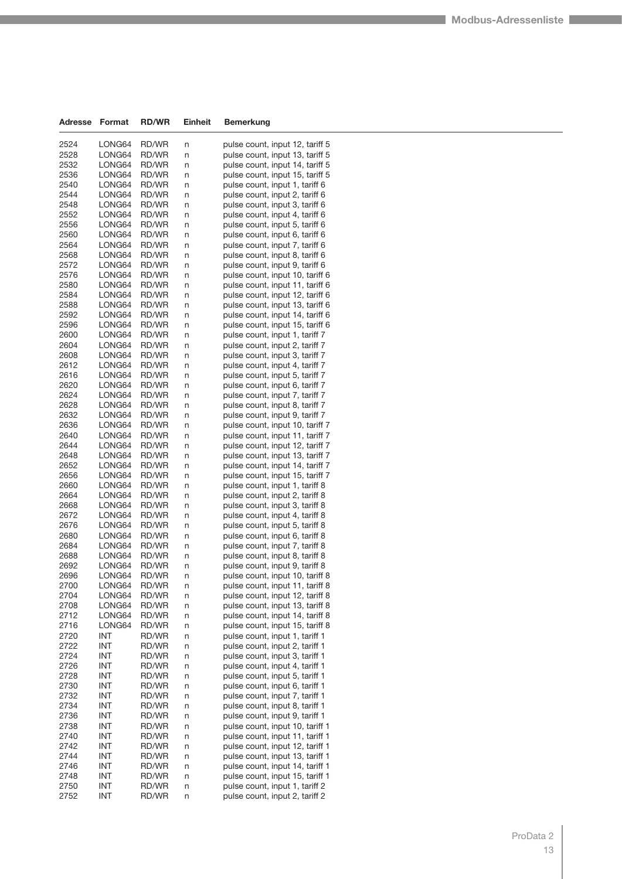| Adresse | Format | RD/WR | Einheit | Bemerkung |
|---|---|---|---|---|
| 2524 | LONG64 | RD/WR | n | pulse count, input 12, tariff 5 |
| 2528 | LONG64 | RD/WR | n | pulse count, input 13, tariff 5 |
| 2532 | LONG64 | RD/WR | n | pulse count, input 14, tariff 5 |
| 2536 | LONG64 | RD/WR | n | pulse count, input 15, tariff 5 |
| 2540 | LONG64 | RD/WR | n | pulse count, input 1, tariff 6 |
| 2544 | LONG64 | RD/WR | n | pulse count, input 2, tariff 6 |
| 2548 | LONG64 | RD/WR | n | pulse count, input 3, tariff 6 |
| 2552 | LONG64 | RD/WR | n | pulse count, input 4, tariff 6 |
| 2556 | LONG64 | RD/WR | n | pulse count, input 5, tariff 6 |
| 2560 | LONG64 | RD/WR | n | pulse count, input 6, tariff 6 |
| 2564 | LONG64 | RD/WR | n | pulse count, input 7, tariff 6 |
| 2568 | LONG64 | RD/WR | n | pulse count, input 8, tariff 6 |
| 2572 | LONG64 | RD/WR | n | pulse count, input 9, tariff 6 |
| 2576 | LONG64 | RD/WR | n | pulse count, input 10, tariff 6 |
| 2580 | LONG64 | RD/WR | n | pulse count, input 11, tariff 6 |
| 2584 | LONG64 | RD/WR | n | pulse count, input 12, tariff 6 |
| 2588 | LONG64 | RD/WR | n | pulse count, input 13, tariff 6 |
| 2592 | LONG64 | RD/WR | n | pulse count, input 14, tariff 6 |
| 2596 | LONG64 | RD/WR | n | pulse count, input 15, tariff 6 |
| 2600 | LONG64 | RD/WR | n | pulse count, input 1, tariff 7 |
| 2604 | LONG64 | RD/WR | n | pulse count, input 2, tariff 7 |
| 2608 | LONG64 | RD/WR | n | pulse count, input 3, tariff 7 |
| 2612 | LONG64 | RD/WR | n | pulse count, input 4, tariff 7 |
| 2616 | LONG64 | RD/WR | n | pulse count, input 5, tariff 7 |
| 2620 | LONG64 | RD/WR | n | pulse count, input 6, tariff 7 |
| 2624 | LONG64 | RD/WR | n | pulse count, input 7, tariff 7 |
| 2628 | LONG64 | RD/WR | n | pulse count, input 8, tariff 7 |
| 2632 | LONG64 | RD/WR | n | pulse count, input 9, tariff 7 |
| 2636 | LONG64 | RD/WR | n | pulse count, input 10, tariff 7 |
| 2640 | LONG64 | RD/WR | n | pulse count, input 11, tariff 7 |
| 2644 | LONG64 | RD/WR | n | pulse count, input 12, tariff 7 |
| 2648 | LONG64 | RD/WR | n | pulse count, input 13, tariff 7 |
| 2652 | LONG64 | RD/WR | n | pulse count, input 14, tariff 7 |
| 2656 | LONG64 | RD/WR | n | pulse count, input 15, tariff 7 |
| 2660 | LONG64 | RD/WR | n | pulse count, input 1, tariff 8 |
| 2664 | LONG64 | RD/WR | n | pulse count, input 2, tariff 8 |
| 2668 | LONG64 | RD/WR | n | pulse count, input 3, tariff 8 |
| 2672 | LONG64 | RD/WR | n | pulse count, input 4, tariff 8 |
| 2676 | LONG64 | RD/WR | n | pulse count, input 5, tariff 8 |
| 2680 | LONG64 | RD/WR | n | pulse count, input 6, tariff 8 |
| 2684 | LONG64 | RD/WR | n | pulse count, input 7, tariff 8 |
| 2688 | LONG64 | RD/WR | n | pulse count, input 8, tariff 8 |
| 2692 | LONG64 | RD/WR | n | pulse count, input 9, tariff 8 |
| 2696 | LONG64 | RD/WR | n | pulse count, input 10, tariff 8 |
| 2700 | LONG64 | RD/WR | n | pulse count, input 11, tariff 8 |
| 2704 | LONG64 | RD/WR | n | pulse count, input 12, tariff 8 |
| 2708 | LONG64 | RD/WR | n | pulse count, input 13, tariff 8 |
| 2712 | LONG64 | RD/WR | n | pulse count, input 14, tariff 8 |
| 2716 | LONG64 | RD/WR | n | pulse count, input 15, tariff 8 |
| 2720 | INT | RD/WR | n | pulse count, input 1, tariff 1 |
| 2722 | INT | RD/WR | n | pulse count, input 2, tariff 1 |
| 2724 | INT | RD/WR | n | pulse count, input 3, tariff 1 |
| 2726 | INT | RD/WR | n | pulse count, input 4, tariff 1 |
| 2728 | INT | RD/WR | n | pulse count, input 5, tariff 1 |
| 2730 | INT | RD/WR | n | pulse count, input 6, tariff 1 |
| 2732 | INT | RD/WR | n | pulse count, input 7, tariff 1 |
| 2734 | INT | RD/WR | n | pulse count, input 8, tariff 1 |
| 2736 | INT | RD/WR | n | pulse count, input 9, tariff 1 |
| 2738 | INT | RD/WR | n | pulse count, input 10, tariff 1 |
| 2740 | INT | RD/WR | n | pulse count, input 11, tariff 1 |
| 2742 | INT | RD/WR | n | pulse count, input 12, tariff 1 |
| 2744 | INT | RD/WR | n | pulse count, input 13, tariff 1 |
| 2746 | INT | RD/WR | n | pulse count, input 14, tariff 1 |
| 2748 | INT | RD/WR | n | pulse count, input 15, tariff 1 |
| 2750 | INT | RD/WR | n | pulse count, input 1, tariff 2 |
| 2752 | INT | RD/WR | n | pulse count, input 2, tariff 2 |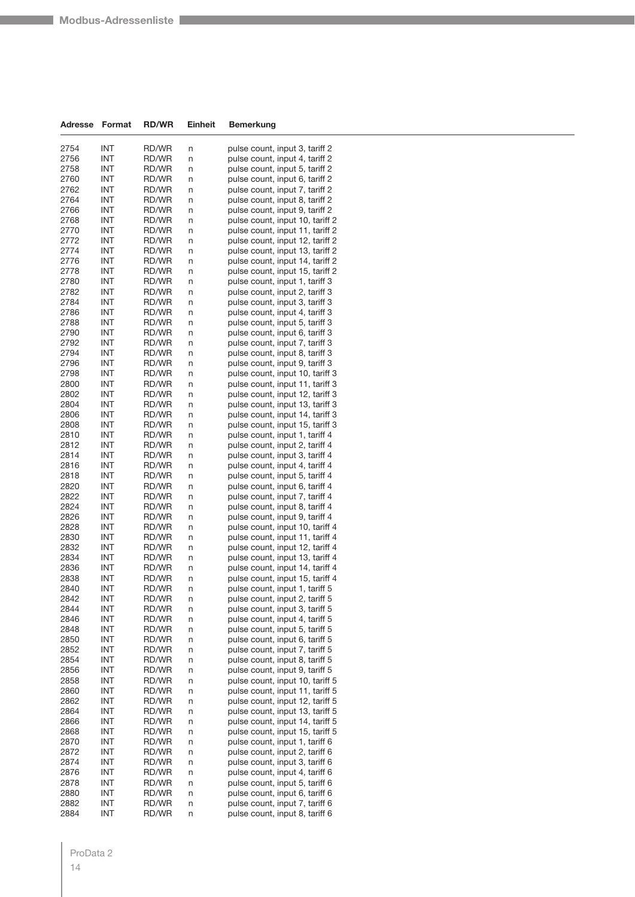| Adresse | Format | RD/WR | Einheit | Bemerkung |
|---|---|---|---|---|
| 2754 | INT | RD/WR | n | pulse count, input 3, tariff 2 |
| 2756 | INT | RD/WR | n | pulse count, input 4, tariff 2 |
| 2758 | INT | RD/WR | n | pulse count, input 5, tariff 2 |
| 2760 | INT | RD/WR | n | pulse count, input 6, tariff 2 |
| 2762 | INT | RD/WR | n | pulse count, input 7, tariff 2 |
| 2764 | INT | RD/WR | n | pulse count, input 8, tariff 2 |
| 2766 | INT | RD/WR | n | pulse count, input 9, tariff 2 |
| 2768 | INT | RD/WR | n | pulse count, input 10, tariff 2 |
| 2770 | INT | RD/WR | n | pulse count, input 11, tariff 2 |
| 2772 | INT | RD/WR | n | pulse count, input 12, tariff 2 |
| 2774 | INT | RD/WR | n | pulse count, input 13, tariff 2 |
| 2776 | INT | RD/WR | n | pulse count, input 14, tariff 2 |
| 2778 | INT | RD/WR | n | pulse count, input 15, tariff 2 |
| 2780 | INT | RD/WR | n | pulse count, input 1, tariff 3 |
| 2782 | INT | RD/WR | n | pulse count, input 2, tariff 3 |
| 2784 | INT | RD/WR | n | pulse count, input 3, tariff 3 |
| 2786 | INT | RD/WR | n | pulse count, input 4, tariff 3 |
| 2788 | INT | RD/WR | n | pulse count, input 5, tariff 3 |
| 2790 | INT | RD/WR | n | pulse count, input 6, tariff 3 |
| 2792 | INT | RD/WR | n | pulse count, input 7, tariff 3 |
| 2794 | INT | RD/WR | n | pulse count, input 8, tariff 3 |
| 2796 | INT | RD/WR | n | pulse count, input 9, tariff 3 |
| 2798 | INT | RD/WR | n | pulse count, input 10, tariff 3 |
| 2800 | INT | RD/WR | n | pulse count, input 11, tariff 3 |
| 2802 | INT | RD/WR | n | pulse count, input 12, tariff 3 |
| 2804 | INT | RD/WR | n | pulse count, input 13, tariff 3 |
| 2806 | INT | RD/WR | n | pulse count, input 14, tariff 3 |
| 2808 | INT | RD/WR | n | pulse count, input 15, tariff 3 |
| 2810 | INT | RD/WR | n | pulse count, input 1, tariff 4 |
| 2812 | INT | RD/WR | n | pulse count, input 2, tariff 4 |
| 2814 | INT | RD/WR | n | pulse count, input 3, tariff 4 |
| 2816 | INT | RD/WR | n | pulse count, input 4, tariff 4 |
| 2818 | INT | RD/WR | n | pulse count, input 5, tariff 4 |
| 2820 | INT | RD/WR | n | pulse count, input 6, tariff 4 |
| 2822 | INT | RD/WR | n | pulse count, input 7, tariff 4 |
| 2824 | INT | RD/WR | n | pulse count, input 8, tariff 4 |
| 2826 | INT | RD/WR | n | pulse count, input 9, tariff 4 |
| 2828 | INT | RD/WR | n | pulse count, input 10, tariff 4 |
| 2830 | INT | RD/WR | n | pulse count, input 11, tariff 4 |
| 2832 | INT | RD/WR | n | pulse count, input 12, tariff 4 |
| 2834 | INT | RD/WR | n | pulse count, input 13, tariff 4 |
| 2836 | INT | RD/WR | n | pulse count, input 14, tariff 4 |
| 2838 | INT | RD/WR | n | pulse count, input 15, tariff 4 |
| 2840 | INT | RD/WR | n | pulse count, input 1, tariff 5 |
| 2842 | INT | RD/WR | n | pulse count, input 2, tariff 5 |
| 2844 | INT | RD/WR | n | pulse count, input 3, tariff 5 |
| 2846 | INT | RD/WR | n | pulse count, input 4, tariff 5 |
| 2848 | INT | RD/WR | n | pulse count, input 5, tariff 5 |
| 2850 | INT | RD/WR | n | pulse count, input 6, tariff 5 |
| 2852 | INT | RD/WR | n | pulse count, input 7, tariff 5 |
| 2854 | INT | RD/WR | n | pulse count, input 8, tariff 5 |
| 2856 | INT | RD/WR | n | pulse count, input 9, tariff 5 |
| 2858 | INT | RD/WR | n | pulse count, input 10, tariff 5 |
| 2860 | INT | RD/WR | n | pulse count, input 11, tariff 5 |
| 2862 | INT | RD/WR | n | pulse count, input 12, tariff 5 |
| 2864 | INT | RD/WR | n | pulse count, input 13, tariff 5 |
| 2866 | INT | RD/WR | n | pulse count, input 14, tariff 5 |
| 2868 | INT | RD/WR | n | pulse count, input 15, tariff 5 |
| 2870 | INT | RD/WR | n | pulse count, input 1, tariff 6 |
| 2872 | INT | RD/WR | n | pulse count, input 2, tariff 6 |
| 2874 | INT | RD/WR | n | pulse count, input 3, tariff 6 |
| 2876 | INT | RD/WR | n | pulse count, input 4, tariff 6 |
| 2878 | INT | RD/WR | n | pulse count, input 5, tariff 6 |
| 2880 | INT | RD/WR | n | pulse count, input 6, tariff 6 |
| 2882 | INT | RD/WR | n | pulse count, input 7, tariff 6 |
| 2884 | INT | RD/WR | n | pulse count, input 8, tariff 6 |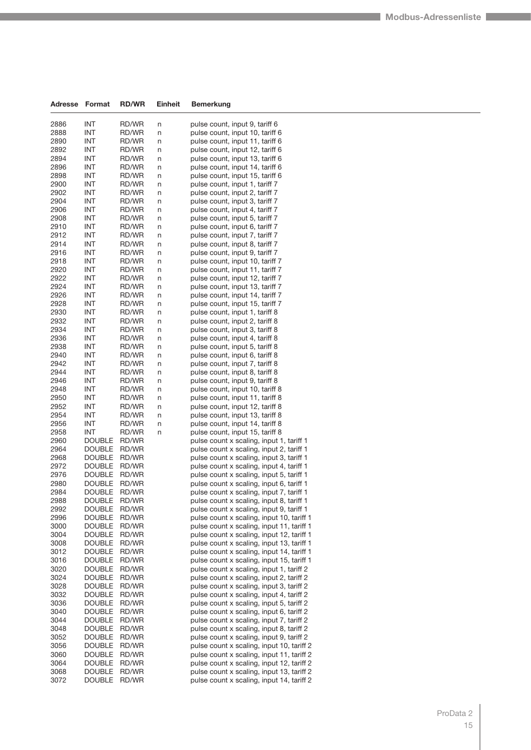| Adresse | Format | RD/WR | Einheit | Bemerkung |
|---|---|---|---|---|
| 2886 | INT | RD/WR | n | pulse count, input 9, tariff 6 |
| 2888 | INT | RD/WR | n | pulse count, input 10, tariff 6 |
| 2890 | INT | RD/WR | n | pulse count, input 11, tariff 6 |
| 2892 | INT | RD/WR | n | pulse count, input 12, tariff 6 |
| 2894 | INT | RD/WR | n | pulse count, input 13, tariff 6 |
| 2896 | INT | RD/WR | n | pulse count, input 14, tariff 6 |
| 2898 | INT | RD/WR | n | pulse count, input 15, tariff 6 |
| 2900 | INT | RD/WR | n | pulse count, input 1, tariff 7 |
| 2902 | INT | RD/WR | n | pulse count, input 2, tariff 7 |
| 2904 | INT | RD/WR | n | pulse count, input 3, tariff 7 |
| 2906 | INT | RD/WR | n | pulse count, input 4, tariff 7 |
| 2908 | INT | RD/WR | n | pulse count, input 5, tariff 7 |
| 2910 | INT | RD/WR | n | pulse count, input 6, tariff 7 |
| 2912 | INT | RD/WR | n | pulse count, input 7, tariff 7 |
| 2914 | INT | RD/WR | n | pulse count, input 8, tariff 7 |
| 2916 | INT | RD/WR | n | pulse count, input 9, tariff 7 |
| 2918 | INT | RD/WR | n | pulse count, input 10, tariff 7 |
| 2920 | INT | RD/WR | n | pulse count, input 11, tariff 7 |
| 2922 | INT | RD/WR | n | pulse count, input 12, tariff 7 |
| 2924 | INT | RD/WR | n | pulse count, input 13, tariff 7 |
| 2926 | INT | RD/WR | n | pulse count, input 14, tariff 7 |
| 2928 | INT | RD/WR | n | pulse count, input 15, tariff 7 |
| 2930 | INT | RD/WR | n | pulse count, input 1, tariff 8 |
| 2932 | INT | RD/WR | n | pulse count, input 2, tariff 8 |
| 2934 | INT | RD/WR | n | pulse count, input 3, tariff 8 |
| 2936 | INT | RD/WR | n | pulse count, input 4, tariff 8 |
| 2938 | INT | RD/WR | n | pulse count, input 5, tariff 8 |
| 2940 | INT | RD/WR | n | pulse count, input 6, tariff 8 |
| 2942 | INT | RD/WR | n | pulse count, input 7, tariff 8 |
| 2944 | INT | RD/WR | n | pulse count, input 8, tariff 8 |
| 2946 | INT | RD/WR | n | pulse count, input 9, tariff 8 |
| 2948 | INT | RD/WR | n | pulse count, input 10, tariff 8 |
| 2950 | INT | RD/WR | n | pulse count, input 11, tariff 8 |
| 2952 | INT | RD/WR | n | pulse count, input 12, tariff 8 |
| 2954 | INT | RD/WR | n | pulse count, input 13, tariff 8 |
| 2956 | INT | RD/WR | n | pulse count, input 14, tariff 8 |
| 2958 | INT | RD/WR | n | pulse count, input 15, tariff 8 |
| 2960 | DOUBLE | RD/WR | | pulse count x scaling, input 1, tariff 1 |
| 2964 | DOUBLE | RD/WR | | pulse count x scaling, input 2, tariff 1 |
| 2968 | DOUBLE | RD/WR | | pulse count x scaling, input 3, tariff 1 |
| 2972 | DOUBLE | RD/WR | | pulse count x scaling, input 4, tariff 1 |
| 2976 | DOUBLE | RD/WR | | pulse count x scaling, input 5, tariff 1 |
| 2980 | DOUBLE | RD/WR | | pulse count x scaling, input 6, tariff 1 |
| 2984 | DOUBLE | RD/WR | | pulse count x scaling, input 7, tariff 1 |
| 2988 | DOUBLE | RD/WR | | pulse count x scaling, input 8, tariff 1 |
| 2992 | DOUBLE | RD/WR | | pulse count x scaling, input 9, tariff 1 |
| 2996 | DOUBLE | RD/WR | | pulse count x scaling, input 10, tariff 1 |
| 3000 | DOUBLE | RD/WR | | pulse count x scaling, input 11, tariff 1 |
| 3004 | DOUBLE | RD/WR | | pulse count x scaling, input 12, tariff 1 |
| 3008 | DOUBLE | RD/WR | | pulse count x scaling, input 13, tariff 1 |
| 3012 | DOUBLE | RD/WR | | pulse count x scaling, input 14, tariff 1 |
| 3016 | DOUBLE | RD/WR | | pulse count x scaling, input 15, tariff 1 |
| 3020 | DOUBLE | RD/WR | | pulse count x scaling, input 1, tariff 2 |
| 3024 | DOUBLE | RD/WR | | pulse count x scaling, input 2, tariff 2 |
| 3028 | DOUBLE | RD/WR | | pulse count x scaling, input 3, tariff 2 |
| 3032 | DOUBLE | RD/WR | | pulse count x scaling, input 4, tariff 2 |
| 3036 | DOUBLE | RD/WR | | pulse count x scaling, input 5, tariff 2 |
| 3040 | DOUBLE | RD/WR | | pulse count x scaling, input 6, tariff 2 |
| 3044 | DOUBLE | RD/WR | | pulse count x scaling, input 7, tariff 2 |
| 3048 | DOUBLE | RD/WR | | pulse count x scaling, input 8, tariff 2 |
| 3052 | DOUBLE | RD/WR | | pulse count x scaling, input 9, tariff 2 |
| 3056 | DOUBLE | RD/WR | | pulse count x scaling, input 10, tariff 2 |
| 3060 | DOUBLE | RD/WR | | pulse count x scaling, input 11, tariff 2 |
| 3064 | DOUBLE | RD/WR | | pulse count x scaling, input 12, tariff 2 |
| 3068 | DOUBLE | RD/WR | | pulse count x scaling, input 13, tariff 2 |
| 3072 | DOUBLE | RD/WR | | pulse count x scaling, input 14, tariff 2 |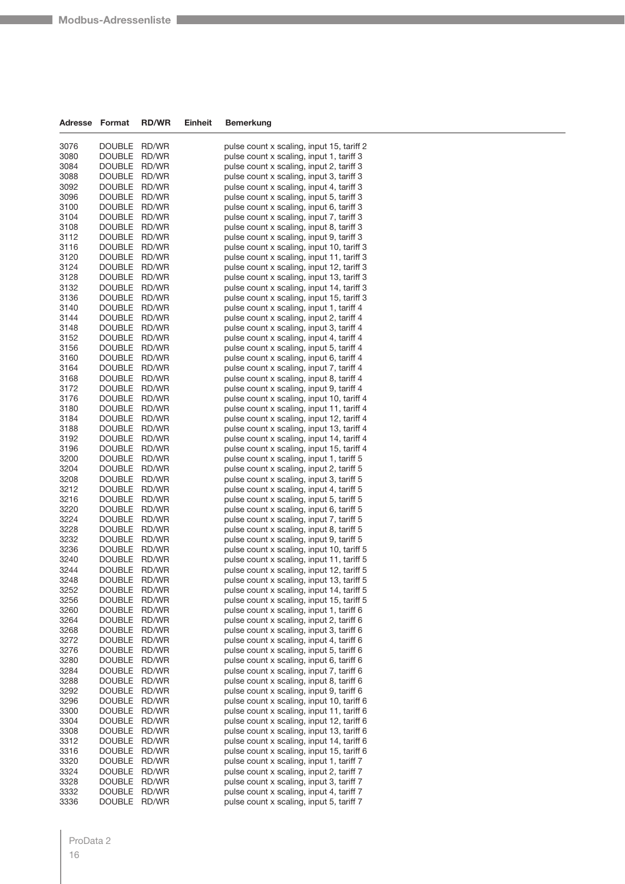| Adresse | Format | RD/WR | Einheit | Bemerkung |
|---|---|---|---|---|
| 3076 | DOUBLE | RD/WR | | pulse count x scaling, input 15, tariff 2 |
| 3080 | DOUBLE | RD/WR | | pulse count x scaling, input 1, tariff 3 |
| 3084 | DOUBLE | RD/WR | | pulse count x scaling, input 2, tariff 3 |
| 3088 | DOUBLE | RD/WR | | pulse count x scaling, input 3, tariff 3 |
| 3092 | DOUBLE | RD/WR | | pulse count x scaling, input 4, tariff 3 |
| 3096 | DOUBLE | RD/WR | | pulse count x scaling, input 5, tariff 3 |
| 3100 | DOUBLE | RD/WR | | pulse count x scaling, input 6, tariff 3 |
| 3104 | DOUBLE | RD/WR | | pulse count x scaling, input 7, tariff 3 |
| 3108 | DOUBLE | RD/WR | | pulse count x scaling, input 8, tariff 3 |
| 3112 | DOUBLE | RD/WR | | pulse count x scaling, input 9, tariff 3 |
| 3116 | DOUBLE | RD/WR | | pulse count x scaling, input 10, tariff 3 |
| 3120 | DOUBLE | RD/WR | | pulse count x scaling, input 11, tariff 3 |
| 3124 | DOUBLE | RD/WR | | pulse count x scaling, input 12, tariff 3 |
| 3128 | DOUBLE | RD/WR | | pulse count x scaling, input 13, tariff 3 |
| 3132 | DOUBLE | RD/WR | | pulse count x scaling, input 14, tariff 3 |
| 3136 | DOUBLE | RD/WR | | pulse count x scaling, input 15, tariff 3 |
| 3140 | DOUBLE | RD/WR | | pulse count x scaling, input 1, tariff 4 |
| 3144 | DOUBLE | RD/WR | | pulse count x scaling, input 2, tariff 4 |
| 3148 | DOUBLE | RD/WR | | pulse count x scaling, input 3, tariff 4 |
| 3152 | DOUBLE | RD/WR | | pulse count x scaling, input 4, tariff 4 |
| 3156 | DOUBLE | RD/WR | | pulse count x scaling, input 5, tariff 4 |
| 3160 | DOUBLE | RD/WR | | pulse count x scaling, input 6, tariff 4 |
| 3164 | DOUBLE | RD/WR | | pulse count x scaling, input 7, tariff 4 |
| 3168 | DOUBLE | RD/WR | | pulse count x scaling, input 8, tariff 4 |
| 3172 | DOUBLE | RD/WR | | pulse count x scaling, input 9, tariff 4 |
| 3176 | DOUBLE | RD/WR | | pulse count x scaling, input 10, tariff 4 |
| 3180 | DOUBLE | RD/WR | | pulse count x scaling, input 11, tariff 4 |
| 3184 | DOUBLE | RD/WR | | pulse count x scaling, input 12, tariff 4 |
| 3188 | DOUBLE | RD/WR | | pulse count x scaling, input 13, tariff 4 |
| 3192 | DOUBLE | RD/WR | | pulse count x scaling, input 14, tariff 4 |
| 3196 | DOUBLE | RD/WR | | pulse count x scaling, input 15, tariff 4 |
| 3200 | DOUBLE | RD/WR | | pulse count x scaling, input 1, tariff 5 |
| 3204 | DOUBLE | RD/WR | | pulse count x scaling, input 2, tariff 5 |
| 3208 | DOUBLE | RD/WR | | pulse count x scaling, input 3, tariff 5 |
| 3212 | DOUBLE | RD/WR | | pulse count x scaling, input 4, tariff 5 |
| 3216 | DOUBLE | RD/WR | | pulse count x scaling, input 5, tariff 5 |
| 3220 | DOUBLE | RD/WR | | pulse count x scaling, input 6, tariff 5 |
| 3224 | DOUBLE | RD/WR | | pulse count x scaling, input 7, tariff 5 |
| 3228 | DOUBLE | RD/WR | | pulse count x scaling, input 8, tariff 5 |
| 3232 | DOUBLE | RD/WR | | pulse count x scaling, input 9, tariff 5 |
| 3236 | DOUBLE | RD/WR | | pulse count x scaling, input 10, tariff 5 |
| 3240 | DOUBLE | RD/WR | | pulse count x scaling, input 11, tariff 5 |
| 3244 | DOUBLE | RD/WR | | pulse count x scaling, input 12, tariff 5 |
| 3248 | DOUBLE | RD/WR | | pulse count x scaling, input 13, tariff 5 |
| 3252 | DOUBLE | RD/WR | | pulse count x scaling, input 14, tariff 5 |
| 3256 | DOUBLE | RD/WR | | pulse count x scaling, input 15, tariff 5 |
| 3260 | DOUBLE | RD/WR | | pulse count x scaling, input 1, tariff 6 |
| 3264 | DOUBLE | RD/WR | | pulse count x scaling, input 2, tariff 6 |
| 3268 | DOUBLE | RD/WR | | pulse count x scaling, input 3, tariff 6 |
| 3272 | DOUBLE | RD/WR | | pulse count x scaling, input 4, tariff 6 |
| 3276 | DOUBLE | RD/WR | | pulse count x scaling, input 5, tariff 6 |
| 3280 | DOUBLE | RD/WR | | pulse count x scaling, input 6, tariff 6 |
| 3284 | DOUBLE | RD/WR | | pulse count x scaling, input 7, tariff 6 |
| 3288 | DOUBLE | RD/WR | | pulse count x scaling, input 8, tariff 6 |
| 3292 | DOUBLE | RD/WR | | pulse count x scaling, input 9, tariff 6 |
| 3296 | DOUBLE | RD/WR | | pulse count x scaling, input 10, tariff 6 |
| 3300 | DOUBLE | RD/WR | | pulse count x scaling, input 11, tariff 6 |
| 3304 | DOUBLE | RD/WR | | pulse count x scaling, input 12, tariff 6 |
| 3308 | DOUBLE | RD/WR | | pulse count x scaling, input 13, tariff 6 |
| 3312 | DOUBLE | RD/WR | | pulse count x scaling, input 14, tariff 6 |
| 3316 | DOUBLE | RD/WR | | pulse count x scaling, input 15, tariff 6 |
| 3320 | DOUBLE | RD/WR | | pulse count x scaling, input 1, tariff 7 |
| 3324 | DOUBLE | RD/WR | | pulse count x scaling, input 2, tariff 7 |
| 3328 | DOUBLE | RD/WR | | pulse count x scaling, input 3, tariff 7 |
| 3332 | DOUBLE | RD/WR | | pulse count x scaling, input 4, tariff 7 |
| 3336 | DOUBLE | RD/WR | | pulse count x scaling, input 5, tariff 7 |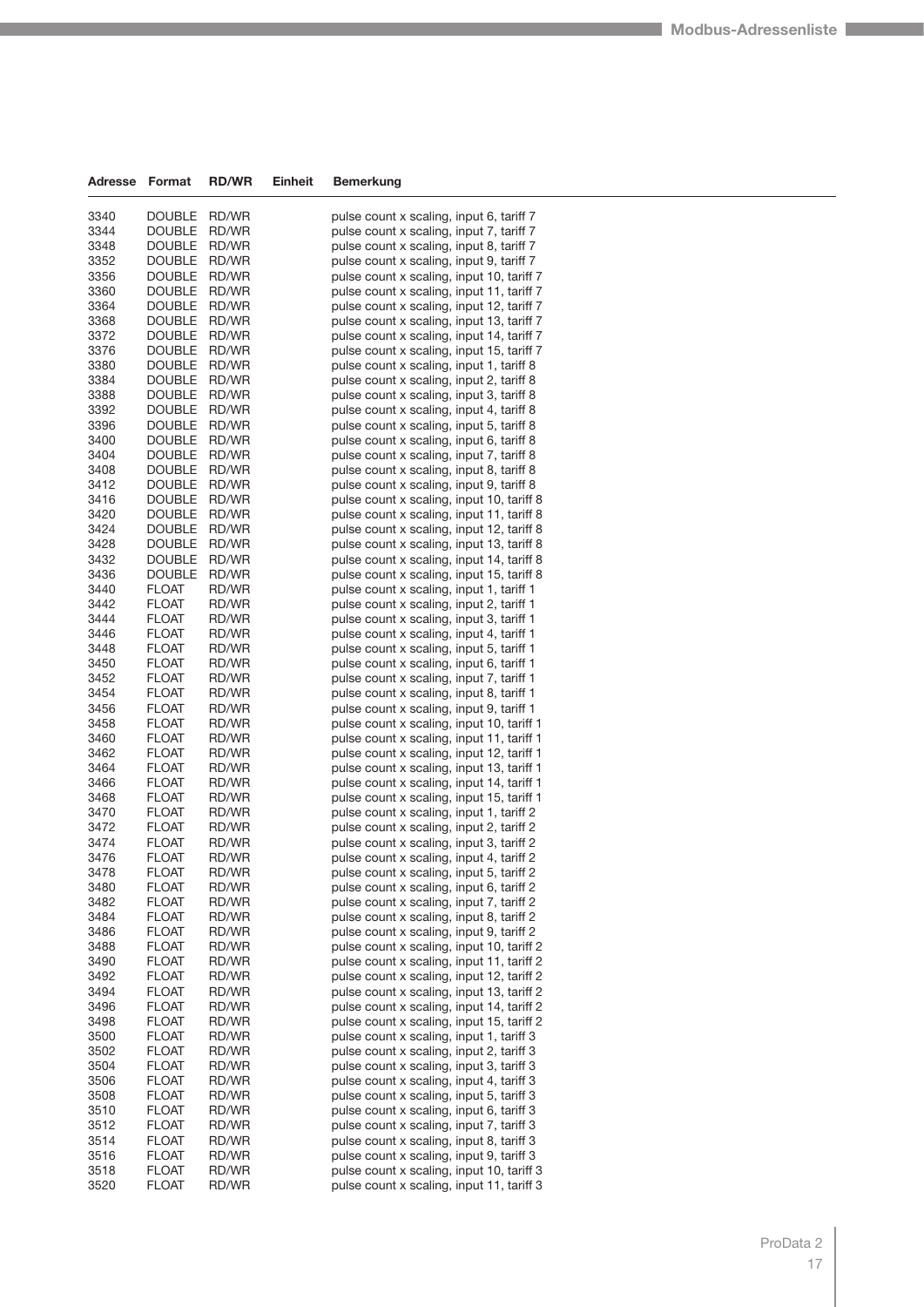| Adresse | Format | RD/WR | Einheit | Bemerkung |
|---|---|---|---|---|
| 3340 | DOUBLE | RD/WR | | pulse count x scaling, input 6, tariff 7 |
| 3344 | DOUBLE | RD/WR | | pulse count x scaling, input 7, tariff 7 |
| 3348 | DOUBLE | RD/WR | | pulse count x scaling, input 8, tariff 7 |
| 3352 | DOUBLE | RD/WR | | pulse count x scaling, input 9, tariff 7 |
| 3356 | DOUBLE | RD/WR | | pulse count x scaling, input 10, tariff 7 |
| 3360 | DOUBLE | RD/WR | | pulse count x scaling, input 11, tariff 7 |
| 3364 | DOUBLE | RD/WR | | pulse count x scaling, input 12, tariff 7 |
| 3368 | DOUBLE | RD/WR | | pulse count x scaling, input 13, tariff 7 |
| 3372 | DOUBLE | RD/WR | | pulse count x scaling, input 14, tariff 7 |
| 3376 | DOUBLE | RD/WR | | pulse count x scaling, input 15, tariff 7 |
| 3380 | DOUBLE | RD/WR | | pulse count x scaling, input 1, tariff 8 |
| 3384 | DOUBLE | RD/WR | | pulse count x scaling, input 2, tariff 8 |
| 3388 | DOUBLE | RD/WR | | pulse count x scaling, input 3, tariff 8 |
| 3392 | DOUBLE | RD/WR | | pulse count x scaling, input 4, tariff 8 |
| 3396 | DOUBLE | RD/WR | | pulse count x scaling, input 5, tariff 8 |
| 3400 | DOUBLE | RD/WR | | pulse count x scaling, input 6, tariff 8 |
| 3404 | DOUBLE | RD/WR | | pulse count x scaling, input 7, tariff 8 |
| 3408 | DOUBLE | RD/WR | | pulse count x scaling, input 8, tariff 8 |
| 3412 | DOUBLE | RD/WR | | pulse count x scaling, input 9, tariff 8 |
| 3416 | DOUBLE | RD/WR | | pulse count x scaling, input 10, tariff 8 |
| 3420 | DOUBLE | RD/WR | | pulse count x scaling, input 11, tariff 8 |
| 3424 | DOUBLE | RD/WR | | pulse count x scaling, input 12, tariff 8 |
| 3428 | DOUBLE | RD/WR | | pulse count x scaling, input 13, tariff 8 |
| 3432 | DOUBLE | RD/WR | | pulse count x scaling, input 14, tariff 8 |
| 3436 | DOUBLE | RD/WR | | pulse count x scaling, input 15, tariff 8 |
| 3440 | FLOAT | RD/WR | | pulse count x scaling, input 1, tariff 1 |
| 3442 | FLOAT | RD/WR | | pulse count x scaling, input 2, tariff 1 |
| 3444 | FLOAT | RD/WR | | pulse count x scaling, input 3, tariff 1 |
| 3446 | FLOAT | RD/WR | | pulse count x scaling, input 4, tariff 1 |
| 3448 | FLOAT | RD/WR | | pulse count x scaling, input 5, tariff 1 |
| 3450 | FLOAT | RD/WR | | pulse count x scaling, input 6, tariff 1 |
| 3452 | FLOAT | RD/WR | | pulse count x scaling, input 7, tariff 1 |
| 3454 | FLOAT | RD/WR | | pulse count x scaling, input 8, tariff 1 |
| 3456 | FLOAT | RD/WR | | pulse count x scaling, input 9, tariff 1 |
| 3458 | FLOAT | RD/WR | | pulse count x scaling, input 10, tariff 1 |
| 3460 | FLOAT | RD/WR | | pulse count x scaling, input 11, tariff 1 |
| 3462 | FLOAT | RD/WR | | pulse count x scaling, input 12, tariff 1 |
| 3464 | FLOAT | RD/WR | | pulse count x scaling, input 13, tariff 1 |
| 3466 | FLOAT | RD/WR | | pulse count x scaling, input 14, tariff 1 |
| 3468 | FLOAT | RD/WR | | pulse count x scaling, input 15, tariff 1 |
| 3470 | FLOAT | RD/WR | | pulse count x scaling, input 1, tariff 2 |
| 3472 | FLOAT | RD/WR | | pulse count x scaling, input 2, tariff 2 |
| 3474 | FLOAT | RD/WR | | pulse count x scaling, input 3, tariff 2 |
| 3476 | FLOAT | RD/WR | | pulse count x scaling, input 4, tariff 2 |
| 3478 | FLOAT | RD/WR | | pulse count x scaling, input 5, tariff 2 |
| 3480 | FLOAT | RD/WR | | pulse count x scaling, input 6, tariff 2 |
| 3482 | FLOAT | RD/WR | | pulse count x scaling, input 7, tariff 2 |
| 3484 | FLOAT | RD/WR | | pulse count x scaling, input 8, tariff 2 |
| 3486 | FLOAT | RD/WR | | pulse count x scaling, input 9, tariff 2 |
| 3488 | FLOAT | RD/WR | | pulse count x scaling, input 10, tariff 2 |
| 3490 | FLOAT | RD/WR | | pulse count x scaling, input 11, tariff 2 |
| 3492 | FLOAT | RD/WR | | pulse count x scaling, input 12, tariff 2 |
| 3494 | FLOAT | RD/WR | | pulse count x scaling, input 13, tariff 2 |
| 3496 | FLOAT | RD/WR | | pulse count x scaling, input 14, tariff 2 |
| 3498 | FLOAT | RD/WR | | pulse count x scaling, input 15, tariff 2 |
| 3500 | FLOAT | RD/WR | | pulse count x scaling, input 1, tariff 3 |
| 3502 | FLOAT | RD/WR | | pulse count x scaling, input 2, tariff 3 |
| 3504 | FLOAT | RD/WR | | pulse count x scaling, input 3, tariff 3 |
| 3506 | FLOAT | RD/WR | | pulse count x scaling, input 4, tariff 3 |
| 3508 | FLOAT | RD/WR | | pulse count x scaling, input 5, tariff 3 |
| 3510 | FLOAT | RD/WR | | pulse count x scaling, input 6, tariff 3 |
| 3512 | FLOAT | RD/WR | | pulse count x scaling, input 7, tariff 3 |
| 3514 | FLOAT | RD/WR | | pulse count x scaling, input 8, tariff 3 |
| 3516 | FLOAT | RD/WR | | pulse count x scaling, input 9, tariff 3 |
| 3518 | FLOAT | RD/WR | | pulse count x scaling, input 10, tariff 3 |
| 3520 | FLOAT | RD/WR | | pulse count x scaling, input 11, tariff 3 |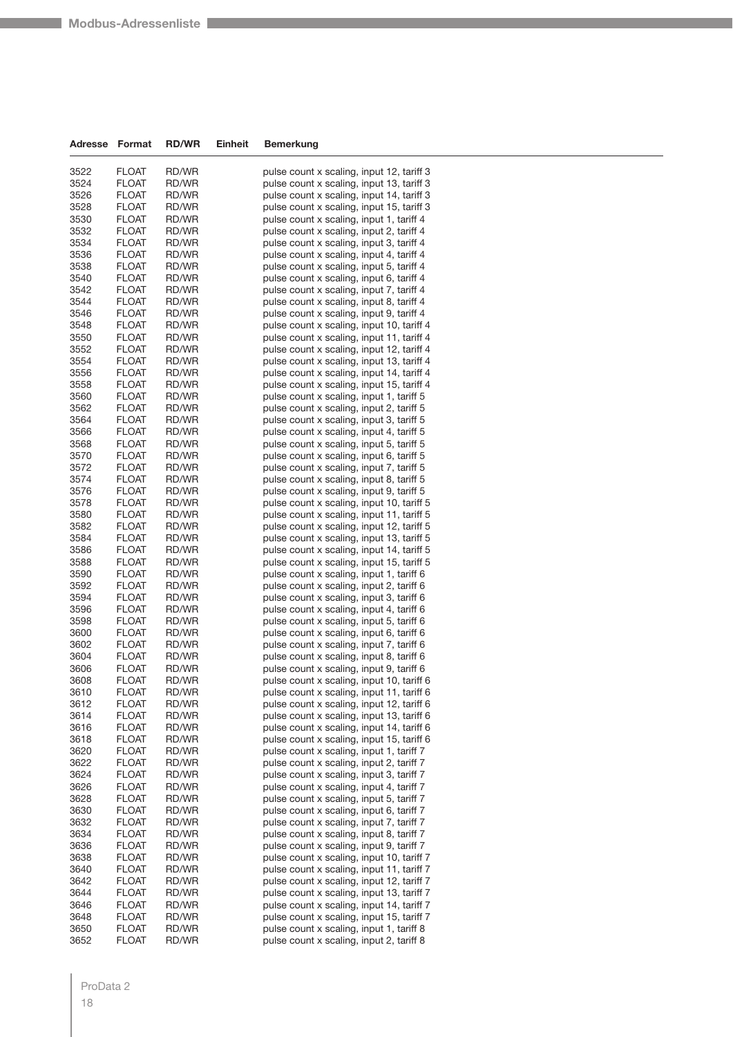| Adresse | Format | RD/WR | Einheit | Bemerkung |
|---|---|---|---|---|
| 3522 | FLOAT | RD/WR | | pulse count x scaling, input 12, tariff 3 |
| 3524 | FLOAT | RD/WR | | pulse count x scaling, input 13, tariff 3 |
| 3526 | FLOAT | RD/WR | | pulse count x scaling, input 14, tariff 3 |
| 3528 | FLOAT | RD/WR | | pulse count x scaling, input 15, tariff 3 |
| 3530 | FLOAT | RD/WR | | pulse count x scaling, input 1, tariff 4 |
| 3532 | FLOAT | RD/WR | | pulse count x scaling, input 2, tariff 4 |
| 3534 | FLOAT | RD/WR | | pulse count x scaling, input 3, tariff 4 |
| 3536 | FLOAT | RD/WR | | pulse count x scaling, input 4, tariff 4 |
| 3538 | FLOAT | RD/WR | | pulse count x scaling, input 5, tariff 4 |
| 3540 | FLOAT | RD/WR | | pulse count x scaling, input 6, tariff 4 |
| 3542 | FLOAT | RD/WR | | pulse count x scaling, input 7, tariff 4 |
| 3544 | FLOAT | RD/WR | | pulse count x scaling, input 8, tariff 4 |
| 3546 | FLOAT | RD/WR | | pulse count x scaling, input 9, tariff 4 |
| 3548 | FLOAT | RD/WR | | pulse count x scaling, input 10, tariff 4 |
| 3550 | FLOAT | RD/WR | | pulse count x scaling, input 11, tariff 4 |
| 3552 | FLOAT | RD/WR | | pulse count x scaling, input 12, tariff 4 |
| 3554 | FLOAT | RD/WR | | pulse count x scaling, input 13, tariff 4 |
| 3556 | FLOAT | RD/WR | | pulse count x scaling, input 14, tariff 4 |
| 3558 | FLOAT | RD/WR | | pulse count x scaling, input 15, tariff 4 |
| 3560 | FLOAT | RD/WR | | pulse count x scaling, input 1, tariff 5 |
| 3562 | FLOAT | RD/WR | | pulse count x scaling, input 2, tariff 5 |
| 3564 | FLOAT | RD/WR | | pulse count x scaling, input 3, tariff 5 |
| 3566 | FLOAT | RD/WR | | pulse count x scaling, input 4, tariff 5 |
| 3568 | FLOAT | RD/WR | | pulse count x scaling, input 5, tariff 5 |
| 3570 | FLOAT | RD/WR | | pulse count x scaling, input 6, tariff 5 |
| 3572 | FLOAT | RD/WR | | pulse count x scaling, input 7, tariff 5 |
| 3574 | FLOAT | RD/WR | | pulse count x scaling, input 8, tariff 5 |
| 3576 | FLOAT | RD/WR | | pulse count x scaling, input 9, tariff 5 |
| 3578 | FLOAT | RD/WR | | pulse count x scaling, input 10, tariff 5 |
| 3580 | FLOAT | RD/WR | | pulse count x scaling, input 11, tariff 5 |
| 3582 | FLOAT | RD/WR | | pulse count x scaling, input 12, tariff 5 |
| 3584 | FLOAT | RD/WR | | pulse count x scaling, input 13, tariff 5 |
| 3586 | FLOAT | RD/WR | | pulse count x scaling, input 14, tariff 5 |
| 3588 | FLOAT | RD/WR | | pulse count x scaling, input 15, tariff 5 |
| 3590 | FLOAT | RD/WR | | pulse count x scaling, input 1, tariff 6 |
| 3592 | FLOAT | RD/WR | | pulse count x scaling, input 2, tariff 6 |
| 3594 | FLOAT | RD/WR | | pulse count x scaling, input 3, tariff 6 |
| 3596 | FLOAT | RD/WR | | pulse count x scaling, input 4, tariff 6 |
| 3598 | FLOAT | RD/WR | | pulse count x scaling, input 5, tariff 6 |
| 3600 | FLOAT | RD/WR | | pulse count x scaling, input 6, tariff 6 |
| 3602 | FLOAT | RD/WR | | pulse count x scaling, input 7, tariff 6 |
| 3604 | FLOAT | RD/WR | | pulse count x scaling, input 8, tariff 6 |
| 3606 | FLOAT | RD/WR | | pulse count x scaling, input 9, tariff 6 |
| 3608 | FLOAT | RD/WR | | pulse count x scaling, input 10, tariff 6 |
| 3610 | FLOAT | RD/WR | | pulse count x scaling, input 11, tariff 6 |
| 3612 | FLOAT | RD/WR | | pulse count x scaling, input 12, tariff 6 |
| 3614 | FLOAT | RD/WR | | pulse count x scaling, input 13, tariff 6 |
| 3616 | FLOAT | RD/WR | | pulse count x scaling, input 14, tariff 6 |
| 3618 | FLOAT | RD/WR | | pulse count x scaling, input 15, tariff 6 |
| 3620 | FLOAT | RD/WR | | pulse count x scaling, input 1, tariff 7 |
| 3622 | FLOAT | RD/WR | | pulse count x scaling, input 2, tariff 7 |
| 3624 | FLOAT | RD/WR | | pulse count x scaling, input 3, tariff 7 |
| 3626 | FLOAT | RD/WR | | pulse count x scaling, input 4, tariff 7 |
| 3628 | FLOAT | RD/WR | | pulse count x scaling, input 5, tariff 7 |
| 3630 | FLOAT | RD/WR | | pulse count x scaling, input 6, tariff 7 |
| 3632 | FLOAT | RD/WR | | pulse count x scaling, input 7, tariff 7 |
| 3634 | FLOAT | RD/WR | | pulse count x scaling, input 8, tariff 7 |
| 3636 | FLOAT | RD/WR | | pulse count x scaling, input 9, tariff 7 |
| 3638 | FLOAT | RD/WR | | pulse count x scaling, input 10, tariff 7 |
| 3640 | FLOAT | RD/WR | | pulse count x scaling, input 11, tariff 7 |
| 3642 | FLOAT | RD/WR | | pulse count x scaling, input 12, tariff 7 |
| 3644 | FLOAT | RD/WR | | pulse count x scaling, input 13, tariff 7 |
| 3646 | FLOAT | RD/WR | | pulse count x scaling, input 14, tariff 7 |
| 3648 | FLOAT | RD/WR | | pulse count x scaling, input 15, tariff 7 |
| 3650 | FLOAT | RD/WR | | pulse count x scaling, input 1, tariff 8 |
| 3652 | FLOAT | RD/WR | | pulse count x scaling, input 2, tariff 8 |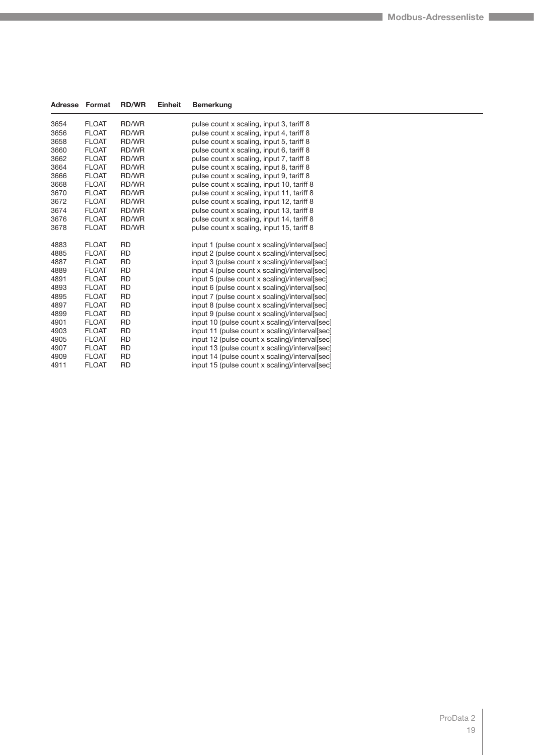| Adresse | Format | RD/WR | Einheit | Bemerkung |
|---|---|---|---|---|
| 3654 | FLOAT | RD/WR | | pulse count x scaling, input 3, tariff 8 |
| 3656 | FLOAT | RD/WR | | pulse count x scaling, input 4, tariff 8 |
| 3658 | FLOAT | RD/WR | | pulse count x scaling, input 5, tariff 8 |
| 3660 | FLOAT | RD/WR | | pulse count x scaling, input 6, tariff 8 |
| 3662 | FLOAT | RD/WR | | pulse count x scaling, input 7, tariff 8 |
| 3664 | FLOAT | RD/WR | | pulse count x scaling, input 8, tariff 8 |
| 3666 | FLOAT | RD/WR | | pulse count x scaling, input 9, tariff 8 |
| 3668 | FLOAT | RD/WR | | pulse count x scaling, input 10, tariff 8 |
| 3670 | FLOAT | RD/WR | | pulse count x scaling, input 11, tariff 8 |
| 3672 | FLOAT | RD/WR | | pulse count x scaling, input 12, tariff 8 |
| 3674 | FLOAT | RD/WR | | pulse count x scaling, input 13, tariff 8 |
| 3676 | FLOAT | RD/WR | | pulse count x scaling, input 14, tariff 8 |
| 3678 | FLOAT | RD/WR | | pulse count x scaling, input 15, tariff 8 |
| 4883 | FLOAT | RD | | input 1 (pulse count x scaling)/interval[sec] |
| 4885 | FLOAT | RD | | input 2 (pulse count x scaling)/interval[sec] |
| 4887 | FLOAT | RD | | input 3 (pulse count x scaling)/interval[sec] |
| 4889 | FLOAT | RD | | input 4 (pulse count x scaling)/interval[sec] |
| 4891 | FLOAT | RD | | input 5 (pulse count x scaling)/interval[sec] |
| 4893 | FLOAT | RD | | input 6 (pulse count x scaling)/interval[sec] |
| 4895 | FLOAT | RD | | input 7 (pulse count x scaling)/interval[sec] |
| 4897 | FLOAT | RD | | input 8 (pulse count x scaling)/interval[sec] |
| 4899 | FLOAT | RD | | input 9 (pulse count x scaling)/interval[sec] |
| 4901 | FLOAT | RD | | input 10 (pulse count x scaling)/interval[sec] |
| 4903 | FLOAT | RD | | input 11 (pulse count x scaling)/interval[sec] |
| 4905 | FLOAT | RD | | input 12 (pulse count x scaling)/interval[sec] |
| 4907 | FLOAT | RD | | input 13 (pulse count x scaling)/interval[sec] |
| 4909 | FLOAT | RD | | input 14 (pulse count x scaling)/interval[sec] |
| 4911 | FLOAT | RD | | input 15 (pulse count x scaling)/interval[sec] |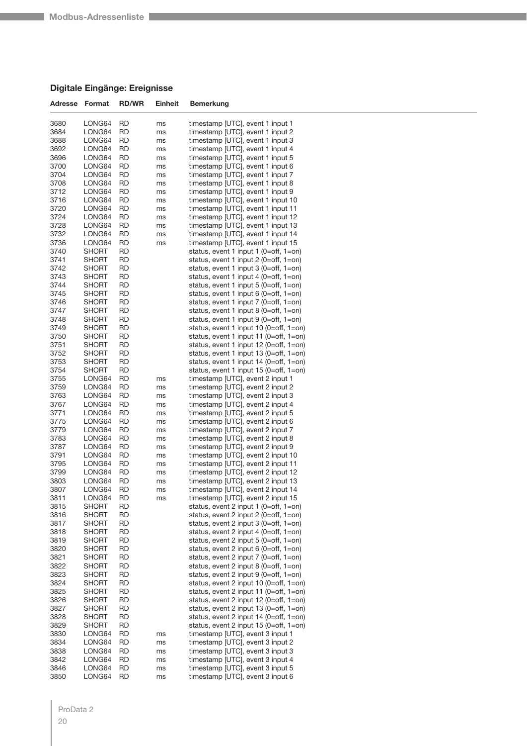## Digitale Eingänge: Ereignisse

| Adresse | Format | RD/WR | Einheit | Bemerkung |
|---|---|---|---|---|
| 3680 | LONG64 | RD | ms | timestamp [UTC], event 1 input 1 |
| 3684 | LONG64 | RD | ms | timestamp [UTC], event 1 input 2 |
| 3688 | LONG64 | RD | ms | timestamp [UTC], event 1 input 3 |
| 3692 | LONG64 | RD | ms | timestamp [UTC], event 1 input 4 |
| 3696 | LONG64 | RD | ms | timestamp [UTC], event 1 input 5 |
| 3700 | LONG64 | RD | ms | timestamp [UTC], event 1 input 6 |
| 3704 | LONG64 | RD | ms | timestamp [UTC], event 1 input 7 |
| 3708 | LONG64 | RD | ms | timestamp [UTC], event 1 input 8 |
| 3712 | LONG64 | RD | ms | timestamp [UTC], event 1 input 9 |
| 3716 | LONG64 | RD | ms | timestamp [UTC], event 1 input 10 |
| 3720 | LONG64 | RD | ms | timestamp [UTC], event 1 input 11 |
| 3724 | LONG64 | RD | ms | timestamp [UTC], event 1 input 12 |
| 3728 | LONG64 | RD | ms | timestamp [UTC], event 1 input 13 |
| 3732 | LONG64 | RD | ms | timestamp [UTC], event 1 input 14 |
| 3736 | LONG64 | RD | ms | timestamp [UTC], event 1 input 15 |
| 3740 | SHORT | RD | | status, event 1 input 1 (0=off, 1=on) |
| 3741 | SHORT | RD | | status, event 1 input 2 (0=off, 1=on) |
| 3742 | SHORT | RD | | status, event 1 input 3 (0=off, 1=on) |
| 3743 | SHORT | RD | | status, event 1 input 4 (0=off, 1=on) |
| 3744 | SHORT | RD | | status, event 1 input 5 (0=off, 1=on) |
| 3745 | SHORT | RD | | status, event 1 input 6 (0=off, 1=on) |
| 3746 | SHORT | RD | | status, event 1 input 7 (0=off, 1=on) |
| 3747 | SHORT | RD | | status, event 1 input 8 (0=off, 1=on) |
| 3748 | SHORT | RD | | status, event 1 input 9 (0=off, 1=on) |
| 3749 | SHORT | RD | | status, event 1 input 10 (0=off, 1=on) |
| 3750 | SHORT | RD | | status, event 1 input 11 (0=off, 1=on) |
| 3751 | SHORT | RD | | status, event 1 input 12 (0=off, 1=on) |
| 3752 | SHORT | RD | | status, event 1 input 13 (0=off, 1=on) |
| 3753 | SHORT | RD | | status, event 1 input 14 (0=off, 1=on) |
| 3754 | SHORT | RD | | status, event 1 input 15 (0=off, 1=on) |
| 3755 | LONG64 | RD | ms | timestamp [UTC], event 2 input 1 |
| 3759 | LONG64 | RD | ms | timestamp [UTC], event 2 input 2 |
| 3763 | LONG64 | RD | ms | timestamp [UTC], event 2 input 3 |
| 3767 | LONG64 | RD | ms | timestamp [UTC], event 2 input 4 |
| 3771 | LONG64 | RD | ms | timestamp [UTC], event 2 input 5 |
| 3775 | LONG64 | RD | ms | timestamp [UTC], event 2 input 6 |
| 3779 | LONG64 | RD | ms | timestamp [UTC], event 2 input 7 |
| 3783 | LONG64 | RD | ms | timestamp [UTC], event 2 input 8 |
| 3787 | LONG64 | RD | ms | timestamp [UTC], event 2 input 9 |
| 3791 | LONG64 | RD | ms | timestamp [UTC], event 2 input 10 |
| 3795 | LONG64 | RD | ms | timestamp [UTC], event 2 input 11 |
| 3799 | LONG64 | RD | ms | timestamp [UTC], event 2 input 12 |
| 3803 | LONG64 | RD | ms | timestamp [UTC], event 2 input 13 |
| 3807 | LONG64 | RD | ms | timestamp [UTC], event 2 input 14 |
| 3811 | LONG64 | RD | ms | timestamp [UTC], event 2 input 15 |
| 3815 | SHORT | RD | | status, event 2 input 1 (0=off, 1=on) |
| 3816 | SHORT | RD | | status, event 2 input 2 (0=off, 1=on) |
| 3817 | SHORT | RD | | status, event 2 input 3 (0=off, 1=on) |
| 3818 | SHORT | RD | | status, event 2 input 4 (0=off, 1=on) |
| 3819 | SHORT | RD | | status, event 2 input 5 (0=off, 1=on) |
| 3820 | SHORT | RD | | status, event 2 input 6 (0=off, 1=on) |
| 3821 | SHORT | RD | | status, event 2 input 7 (0=off, 1=on) |
| 3822 | SHORT | RD | | status, event 2 input 8 (0=off, 1=on) |
| 3823 | SHORT | RD | | status, event 2 input 9 (0=off, 1=on) |
| 3824 | SHORT | RD | | status, event 2 input 10 (0=off, 1=on) |
| 3825 | SHORT | RD | | status, event 2 input 11 (0=off, 1=on) |
| 3826 | SHORT | RD | | status, event 2 input 12 (0=off, 1=on) |
| 3827 | SHORT | RD | | status, event 2 input 13 (0=off, 1=on) |
| 3828 | SHORT | RD | | status, event 2 input 14 (0=off, 1=on) |
| 3829 | SHORT | RD | | status, event 2 input 15 (0=off, 1=on) |
| 3830 | LONG64 | RD | ms | timestamp [UTC], event 3 input 1 |
| 3834 | LONG64 | RD | ms | timestamp [UTC], event 3 input 2 |
| 3838 | LONG64 | RD | ms | timestamp [UTC], event 3 input 3 |
| 3842 | LONG64 | RD | ms | timestamp [UTC], event 3 input 4 |
| 3846 | LONG64 | RD | ms | timestamp [UTC], event 3 input 5 |
| 3850 | LONG64 | RD | ms | timestamp [UTC], event 3 input 6 |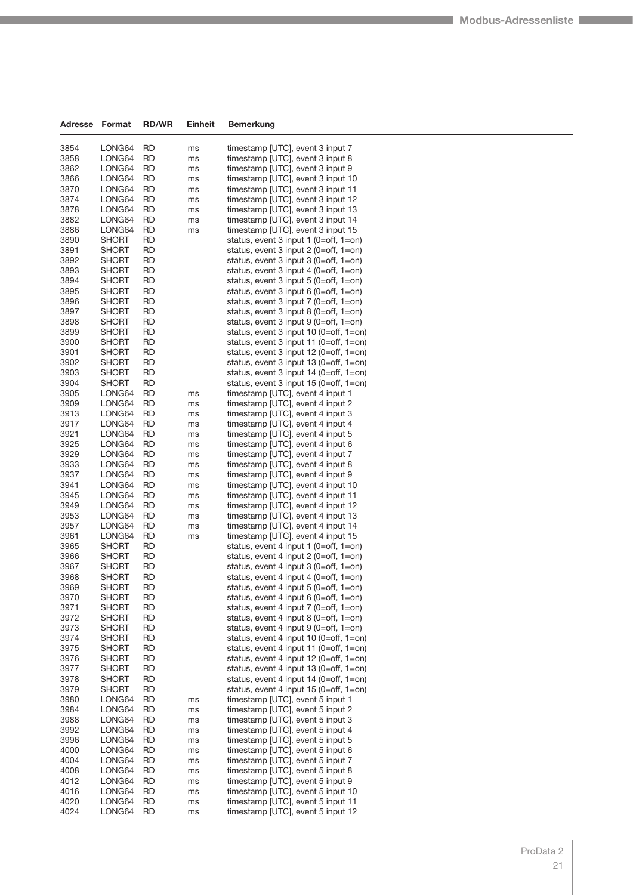| Adresse | Format | RD/WR | Einheit | Bemerkung |
|---|---|---|---|---|
| 3854 | LONG64 | RD | ms | timestamp [UTC], event 3 input 7 |
| 3858 | LONG64 | RD | ms | timestamp [UTC], event 3 input 8 |
| 3862 | LONG64 | RD | ms | timestamp [UTC], event 3 input 9 |
| 3866 | LONG64 | RD | ms | timestamp [UTC], event 3 input 10 |
| 3870 | LONG64 | RD | ms | timestamp [UTC], event 3 input 11 |
| 3874 | LONG64 | RD | ms | timestamp [UTC], event 3 input 12 |
| 3878 | LONG64 | RD | ms | timestamp [UTC], event 3 input 13 |
| 3882 | LONG64 | RD | ms | timestamp [UTC], event 3 input 14 |
| 3886 | LONG64 | RD | ms | timestamp [UTC], event 3 input 15 |
| 3890 | SHORT | RD | | status, event 3 input 1 (0=off, 1=on) |
| 3891 | SHORT | RD | | status, event 3 input 2 (0=off, 1=on) |
| 3892 | SHORT | RD | | status, event 3 input 3 (0=off, 1=on) |
| 3893 | SHORT | RD | | status, event 3 input 4 (0=off, 1=on) |
| 3894 | SHORT | RD | | status, event 3 input 5 (0=off, 1=on) |
| 3895 | SHORT | RD | | status, event 3 input 6 (0=off, 1=on) |
| 3896 | SHORT | RD | | status, event 3 input 7 (0=off, 1=on) |
| 3897 | SHORT | RD | | status, event 3 input 8 (0=off, 1=on) |
| 3898 | SHORT | RD | | status, event 3 input 9 (0=off, 1=on) |
| 3899 | SHORT | RD | | status, event 3 input 10 (0=off, 1=on) |
| 3900 | SHORT | RD | | status, event 3 input 11 (0=off, 1=on) |
| 3901 | SHORT | RD | | status, event 3 input 12 (0=off, 1=on) |
| 3902 | SHORT | RD | | status, event 3 input 13 (0=off, 1=on) |
| 3903 | SHORT | RD | | status, event 3 input 14 (0=off, 1=on) |
| 3904 | SHORT | RD | | status, event 3 input 15 (0=off, 1=on) |
| 3905 | LONG64 | RD | ms | timestamp [UTC], event 4 input 1 |
| 3909 | LONG64 | RD | ms | timestamp [UTC], event 4 input 2 |
| 3913 | LONG64 | RD | ms | timestamp [UTC], event 4 input 3 |
| 3917 | LONG64 | RD | ms | timestamp [UTC], event 4 input 4 |
| 3921 | LONG64 | RD | ms | timestamp [UTC], event 4 input 5 |
| 3925 | LONG64 | RD | ms | timestamp [UTC], event 4 input 6 |
| 3929 | LONG64 | RD | ms | timestamp [UTC], event 4 input 7 |
| 3933 | LONG64 | RD | ms | timestamp [UTC], event 4 input 8 |
| 3937 | LONG64 | RD | ms | timestamp [UTC], event 4 input 9 |
| 3941 | LONG64 | RD | ms | timestamp [UTC], event 4 input 10 |
| 3945 | LONG64 | RD | ms | timestamp [UTC], event 4 input 11 |
| 3949 | LONG64 | RD | ms | timestamp [UTC], event 4 input 12 |
| 3953 | LONG64 | RD | ms | timestamp [UTC], event 4 input 13 |
| 3957 | LONG64 | RD | ms | timestamp [UTC], event 4 input 14 |
| 3961 | LONG64 | RD | ms | timestamp [UTC], event 4 input 15 |
| 3965 | SHORT | RD | | status, event 4 input 1 (0=off, 1=on) |
| 3966 | SHORT | RD | | status, event 4 input 2 (0=off, 1=on) |
| 3967 | SHORT | RD | | status, event 4 input 3 (0=off, 1=on) |
| 3968 | SHORT | RD | | status, event 4 input 4 (0=off, 1=on) |
| 3969 | SHORT | RD | | status, event 4 input 5 (0=off, 1=on) |
| 3970 | SHORT | RD | | status, event 4 input 6 (0=off, 1=on) |
| 3971 | SHORT | RD | | status, event 4 input 7 (0=off, 1=on) |
| 3972 | SHORT | RD | | status, event 4 input 8 (0=off, 1=on) |
| 3973 | SHORT | RD | | status, event 4 input 9 (0=off, 1=on) |
| 3974 | SHORT | RD | | status, event 4 input 10 (0=off, 1=on) |
| 3975 | SHORT | RD | | status, event 4 input 11 (0=off, 1=on) |
| 3976 | SHORT | RD | | status, event 4 input 12 (0=off, 1=on) |
| 3977 | SHORT | RD | | status, event 4 input 13 (0=off, 1=on) |
| 3978 | SHORT | RD | | status, event 4 input 14 (0=off, 1=on) |
| 3979 | SHORT | RD | | status, event 4 input 15 (0=off, 1=on) |
| 3980 | LONG64 | RD | ms | timestamp [UTC], event 5 input 1 |
| 3984 | LONG64 | RD | ms | timestamp [UTC], event 5 input 2 |
| 3988 | LONG64 | RD | ms | timestamp [UTC], event 5 input 3 |
| 3992 | LONG64 | RD | ms | timestamp [UTC], event 5 input 4 |
| 3996 | LONG64 | RD | ms | timestamp [UTC], event 5 input 5 |
| 4000 | LONG64 | RD | ms | timestamp [UTC], event 5 input 6 |
| 4004 | LONG64 | RD | ms | timestamp [UTC], event 5 input 7 |
| 4008 | LONG64 | RD | ms | timestamp [UTC], event 5 input 8 |
| 4012 | LONG64 | RD | ms | timestamp [UTC], event 5 input 9 |
| 4016 | LONG64 | RD | ms | timestamp [UTC], event 5 input 10 |
| 4020 | LONG64 | RD | ms | timestamp [UTC], event 5 input 11 |
| 4024 | LONG64 | RD | ms | timestamp [UTC], event 5 input 12 |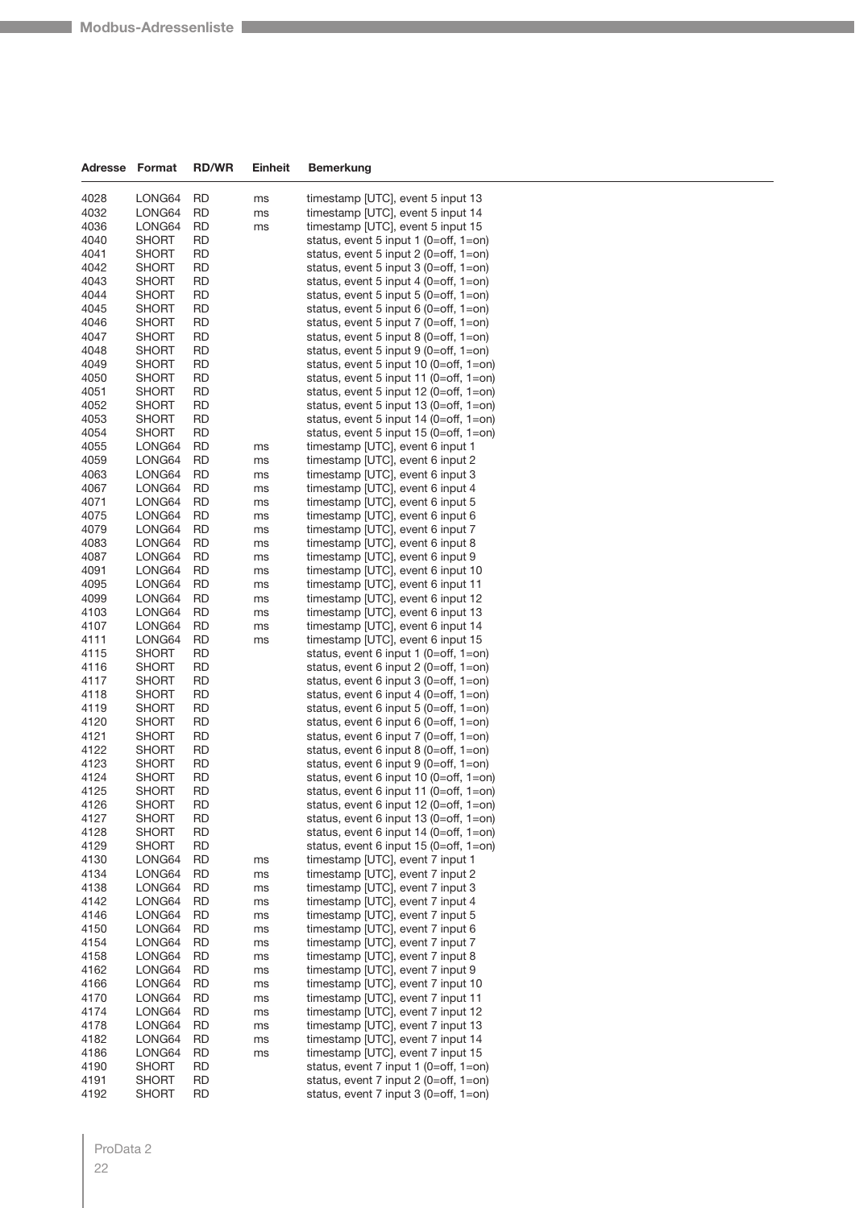| Adresse | Format | RD/WR | Einheit | Bemerkung |
|---|---|---|---|---|
| 4028 | LONG64 | RD | ms | timestamp [UTC], event 5 input 13 |
| 4032 | LONG64 | RD | ms | timestamp [UTC], event 5 input 14 |
| 4036 | LONG64 | RD | ms | timestamp [UTC], event 5 input 15 |
| 4040 | SHORT | RD | | status, event 5 input 1 (0=off, 1=on) |
| 4041 | SHORT | RD | | status, event 5 input 2 (0=off, 1=on) |
| 4042 | SHORT | RD | | status, event 5 input 3 (0=off, 1=on) |
| 4043 | SHORT | RD | | status, event 5 input 4 (0=off, 1=on) |
| 4044 | SHORT | RD | | status, event 5 input 5 (0=off, 1=on) |
| 4045 | SHORT | RD | | status, event 5 input 6 (0=off, 1=on) |
| 4046 | SHORT | RD | | status, event 5 input 7 (0=off, 1=on) |
| 4047 | SHORT | RD | | status, event 5 input 8 (0=off, 1=on) |
| 4048 | SHORT | RD | | status, event 5 input 9 (0=off, 1=on) |
| 4049 | SHORT | RD | | status, event 5 input 10 (0=off, 1=on) |
| 4050 | SHORT | RD | | status, event 5 input 11 (0=off, 1=on) |
| 4051 | SHORT | RD | | status, event 5 input 12 (0=off, 1=on) |
| 4052 | SHORT | RD | | status, event 5 input 13 (0=off, 1=on) |
| 4053 | SHORT | RD | | status, event 5 input 14 (0=off, 1=on) |
| 4054 | SHORT | RD | | status, event 5 input 15 (0=off, 1=on) |
| 4055 | LONG64 | RD | ms | timestamp [UTC], event 6 input 1 |
| 4059 | LONG64 | RD | ms | timestamp [UTC], event 6 input 2 |
| 4063 | LONG64 | RD | ms | timestamp [UTC], event 6 input 3 |
| 4067 | LONG64 | RD | ms | timestamp [UTC], event 6 input 4 |
| 4071 | LONG64 | RD | ms | timestamp [UTC], event 6 input 5 |
| 4075 | LONG64 | RD | ms | timestamp [UTC], event 6 input 6 |
| 4079 | LONG64 | RD | ms | timestamp [UTC], event 6 input 7 |
| 4083 | LONG64 | RD | ms | timestamp [UTC], event 6 input 8 |
| 4087 | LONG64 | RD | ms | timestamp [UTC], event 6 input 9 |
| 4091 | LONG64 | RD | ms | timestamp [UTC], event 6 input 10 |
| 4095 | LONG64 | RD | ms | timestamp [UTC], event 6 input 11 |
| 4099 | LONG64 | RD | ms | timestamp [UTC], event 6 input 12 |
| 4103 | LONG64 | RD | ms | timestamp [UTC], event 6 input 13 |
| 4107 | LONG64 | RD | ms | timestamp [UTC], event 6 input 14 |
| 4111 | LONG64 | RD | ms | timestamp [UTC], event 6 input 15 |
| 4115 | SHORT | RD | | status, event 6 input 1 (0=off, 1=on) |
| 4116 | SHORT | RD | | status, event 6 input 2 (0=off, 1=on) |
| 4117 | SHORT | RD | | status, event 6 input 3 (0=off, 1=on) |
| 4118 | SHORT | RD | | status, event 6 input 4 (0=off, 1=on) |
| 4119 | SHORT | RD | | status, event 6 input 5 (0=off, 1=on) |
| 4120 | SHORT | RD | | status, event 6 input 6 (0=off, 1=on) |
| 4121 | SHORT | RD | | status, event 6 input 7 (0=off, 1=on) |
| 4122 | SHORT | RD | | status, event 6 input 8 (0=off, 1=on) |
| 4123 | SHORT | RD | | status, event 6 input 9 (0=off, 1=on) |
| 4124 | SHORT | RD | | status, event 6 input 10 (0=off, 1=on) |
| 4125 | SHORT | RD | | status, event 6 input 11 (0=off, 1=on) |
| 4126 | SHORT | RD | | status, event 6 input 12 (0=off, 1=on) |
| 4127 | SHORT | RD | | status, event 6 input 13 (0=off, 1=on) |
| 4128 | SHORT | RD | | status, event 6 input 14 (0=off, 1=on) |
| 4129 | SHORT | RD | | status, event 6 input 15 (0=off, 1=on) |
| 4130 | LONG64 | RD | ms | timestamp [UTC], event 7 input 1 |
| 4134 | LONG64 | RD | ms | timestamp [UTC], event 7 input 2 |
| 4138 | LONG64 | RD | ms | timestamp [UTC], event 7 input 3 |
| 4142 | LONG64 | RD | ms | timestamp [UTC], event 7 input 4 |
| 4146 | LONG64 | RD | ms | timestamp [UTC], event 7 input 5 |
| 4150 | LONG64 | RD | ms | timestamp [UTC], event 7 input 6 |
| 4154 | LONG64 | RD | ms | timestamp [UTC], event 7 input 7 |
| 4158 | LONG64 | RD | ms | timestamp [UTC], event 7 input 8 |
| 4162 | LONG64 | RD | ms | timestamp [UTC], event 7 input 9 |
| 4166 | LONG64 | RD | ms | timestamp [UTC], event 7 input 10 |
| 4170 | LONG64 | RD | ms | timestamp [UTC], event 7 input 11 |
| 4174 | LONG64 | RD | ms | timestamp [UTC], event 7 input 12 |
| 4178 | LONG64 | RD | ms | timestamp [UTC], event 7 input 13 |
| 4182 | LONG64 | RD | ms | timestamp [UTC], event 7 input 14 |
| 4186 | LONG64 | RD | ms | timestamp [UTC], event 7 input 15 |
| 4190 | SHORT | RD | | status, event 7 input 1 (0=off, 1=on) |
| 4191 | SHORT | RD | | status, event 7 input 2 (0=off, 1=on) |
| 4192 | SHORT | RD | | status, event 7 input 3 (0=off, 1=on) |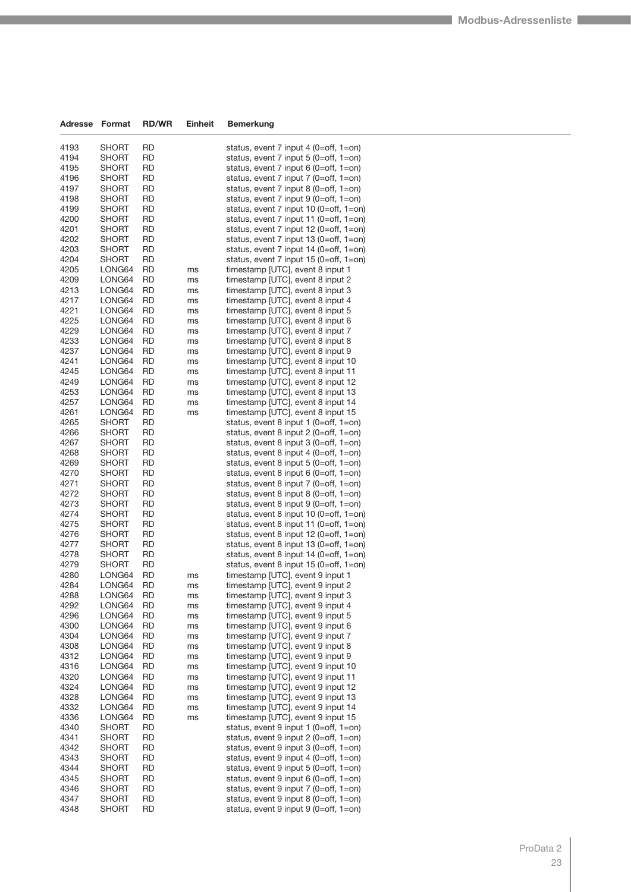| Adresse | Format | RD/WR | Einheit | Bemerkung |
|---|---|---|---|---|
| 4193 | SHORT | RD | | status, event 7 input 4 (0=off, 1=on) |
| 4194 | SHORT | RD | | status, event 7 input 5 (0=off, 1=on) |
| 4195 | SHORT | RD | | status, event 7 input 6 (0=off, 1=on) |
| 4196 | SHORT | RD | | status, event 7 input 7 (0=off, 1=on) |
| 4197 | SHORT | RD | | status, event 7 input 8 (0=off, 1=on) |
| 4198 | SHORT | RD | | status, event 7 input 9 (0=off, 1=on) |
| 4199 | SHORT | RD | | status, event 7 input 10 (0=off, 1=on) |
| 4200 | SHORT | RD | | status, event 7 input 11 (0=off, 1=on) |
| 4201 | SHORT | RD | | status, event 7 input 12 (0=off, 1=on) |
| 4202 | SHORT | RD | | status, event 7 input 13 (0=off, 1=on) |
| 4203 | SHORT | RD | | status, event 7 input 14 (0=off, 1=on) |
| 4204 | SHORT | RD | | status, event 7 input 15 (0=off, 1=on) |
| 4205 | LONG64 | RD | ms | timestamp [UTC], event 8 input 1 |
| 4209 | LONG64 | RD | ms | timestamp [UTC], event 8 input 2 |
| 4213 | LONG64 | RD | ms | timestamp [UTC], event 8 input 3 |
| 4217 | LONG64 | RD | ms | timestamp [UTC], event 8 input 4 |
| 4221 | LONG64 | RD | ms | timestamp [UTC], event 8 input 5 |
| 4225 | LONG64 | RD | ms | timestamp [UTC], event 8 input 6 |
| 4229 | LONG64 | RD | ms | timestamp [UTC], event 8 input 7 |
| 4233 | LONG64 | RD | ms | timestamp [UTC], event 8 input 8 |
| 4237 | LONG64 | RD | ms | timestamp [UTC], event 8 input 9 |
| 4241 | LONG64 | RD | ms | timestamp [UTC], event 8 input 10 |
| 4245 | LONG64 | RD | ms | timestamp [UTC], event 8 input 11 |
| 4249 | LONG64 | RD | ms | timestamp [UTC], event 8 input 12 |
| 4253 | LONG64 | RD | ms | timestamp [UTC], event 8 input 13 |
| 4257 | LONG64 | RD | ms | timestamp [UTC], event 8 input 14 |
| 4261 | LONG64 | RD | ms | timestamp [UTC], event 8 input 15 |
| 4265 | SHORT | RD | | status, event 8 input 1 (0=off, 1=on) |
| 4266 | SHORT | RD | | status, event 8 input 2 (0=off, 1=on) |
| 4267 | SHORT | RD | | status, event 8 input 3 (0=off, 1=on) |
| 4268 | SHORT | RD | | status, event 8 input 4 (0=off, 1=on) |
| 4269 | SHORT | RD | | status, event 8 input 5 (0=off, 1=on) |
| 4270 | SHORT | RD | | status, event 8 input 6 (0=off, 1=on) |
| 4271 | SHORT | RD | | status, event 8 input 7 (0=off, 1=on) |
| 4272 | SHORT | RD | | status, event 8 input 8 (0=off, 1=on) |
| 4273 | SHORT | RD | | status, event 8 input 9 (0=off, 1=on) |
| 4274 | SHORT | RD | | status, event 8 input 10 (0=off, 1=on) |
| 4275 | SHORT | RD | | status, event 8 input 11 (0=off, 1=on) |
| 4276 | SHORT | RD | | status, event 8 input 12 (0=off, 1=on) |
| 4277 | SHORT | RD | | status, event 8 input 13 (0=off, 1=on) |
| 4278 | SHORT | RD | | status, event 8 input 14 (0=off, 1=on) |
| 4279 | SHORT | RD | | status, event 8 input 15 (0=off, 1=on) |
| 4280 | LONG64 | RD | ms | timestamp [UTC], event 9 input 1 |
| 4284 | LONG64 | RD | ms | timestamp [UTC], event 9 input 2 |
| 4288 | LONG64 | RD | ms | timestamp [UTC], event 9 input 3 |
| 4292 | LONG64 | RD | ms | timestamp [UTC], event 9 input 4 |
| 4296 | LONG64 | RD | ms | timestamp [UTC], event 9 input 5 |
| 4300 | LONG64 | RD | ms | timestamp [UTC], event 9 input 6 |
| 4304 | LONG64 | RD | ms | timestamp [UTC], event 9 input 7 |
| 4308 | LONG64 | RD | ms | timestamp [UTC], event 9 input 8 |
| 4312 | LONG64 | RD | ms | timestamp [UTC], event 9 input 9 |
| 4316 | LONG64 | RD | ms | timestamp [UTC], event 9 input 10 |
| 4320 | LONG64 | RD | ms | timestamp [UTC], event 9 input 11 |
| 4324 | LONG64 | RD | ms | timestamp [UTC], event 9 input 12 |
| 4328 | LONG64 | RD | ms | timestamp [UTC], event 9 input 13 |
| 4332 | LONG64 | RD | ms | timestamp [UTC], event 9 input 14 |
| 4336 | LONG64 | RD | ms | timestamp [UTC], event 9 input 15 |
| 4340 | SHORT | RD | | status, event 9 input 1 (0=off, 1=on) |
| 4341 | SHORT | RD | | status, event 9 input 2 (0=off, 1=on) |
| 4342 | SHORT | RD | | status, event 9 input 3 (0=off, 1=on) |
| 4343 | SHORT | RD | | status, event 9 input 4 (0=off, 1=on) |
| 4344 | SHORT | RD | | status, event 9 input 5 (0=off, 1=on) |
| 4345 | SHORT | RD | | status, event 9 input 6 (0=off, 1=on) |
| 4346 | SHORT | RD | | status, event 9 input 7 (0=off, 1=on) |
| 4347 | SHORT | RD | | status, event 9 input 8 (0=off, 1=on) |
| 4348 | SHORT | RD | | status, event 9 input 9 (0=off, 1=on) |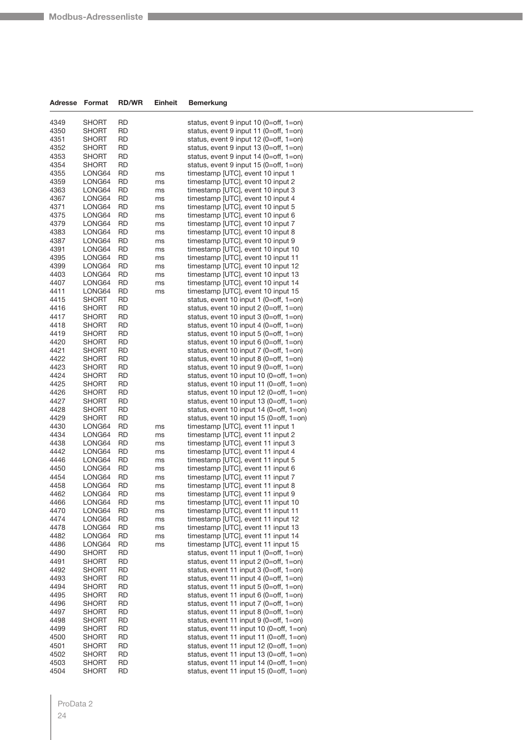| Adresse | Format | RD/WR | Einheit | Bemerkung |
|---|---|---|---|---|
| 4349 | SHORT | RD | | status, event 9 input 10 (0=off, 1=on) |
| 4350 | SHORT | RD | | status, event 9 input 11 (0=off, 1=on) |
| 4351 | SHORT | RD | | status, event 9 input 12 (0=off, 1=on) |
| 4352 | SHORT | RD | | status, event 9 input 13 (0=off, 1=on) |
| 4353 | SHORT | RD | | status, event 9 input 14 (0=off, 1=on) |
| 4354 | SHORT | RD | | status, event 9 input 15 (0=off, 1=on) |
| 4355 | LONG64 | RD | ms | timestamp [UTC], event 10 input 1 |
| 4359 | LONG64 | RD | ms | timestamp [UTC], event 10 input 2 |
| 4363 | LONG64 | RD | ms | timestamp [UTC], event 10 input 3 |
| 4367 | LONG64 | RD | ms | timestamp [UTC], event 10 input 4 |
| 4371 | LONG64 | RD | ms | timestamp [UTC], event 10 input 5 |
| 4375 | LONG64 | RD | ms | timestamp [UTC], event 10 input 6 |
| 4379 | LONG64 | RD | ms | timestamp [UTC], event 10 input 7 |
| 4383 | LONG64 | RD | ms | timestamp [UTC], event 10 input 8 |
| 4387 | LONG64 | RD | ms | timestamp [UTC], event 10 input 9 |
| 4391 | LONG64 | RD | ms | timestamp [UTC], event 10 input 10 |
| 4395 | LONG64 | RD | ms | timestamp [UTC], event 10 input 11 |
| 4399 | LONG64 | RD | ms | timestamp [UTC], event 10 input 12 |
| 4403 | LONG64 | RD | ms | timestamp [UTC], event 10 input 13 |
| 4407 | LONG64 | RD | ms | timestamp [UTC], event 10 input 14 |
| 4411 | LONG64 | RD | ms | timestamp [UTC], event 10 input 15 |
| 4415 | SHORT | RD | | status, event 10 input 1 (0=off, 1=on) |
| 4416 | SHORT | RD | | status, event 10 input 2 (0=off, 1=on) |
| 4417 | SHORT | RD | | status, event 10 input 3 (0=off, 1=on) |
| 4418 | SHORT | RD | | status, event 10 input 4 (0=off, 1=on) |
| 4419 | SHORT | RD | | status, event 10 input 5 (0=off, 1=on) |
| 4420 | SHORT | RD | | status, event 10 input 6 (0=off, 1=on) |
| 4421 | SHORT | RD | | status, event 10 input 7 (0=off, 1=on) |
| 4422 | SHORT | RD | | status, event 10 input 8 (0=off, 1=on) |
| 4423 | SHORT | RD | | status, event 10 input 9 (0=off, 1=on) |
| 4424 | SHORT | RD | | status, event 10 input 10 (0=off, 1=on) |
| 4425 | SHORT | RD | | status, event 10 input 11 (0=off, 1=on) |
| 4426 | SHORT | RD | | status, event 10 input 12 (0=off, 1=on) |
| 4427 | SHORT | RD | | status, event 10 input 13 (0=off, 1=on) |
| 4428 | SHORT | RD | | status, event 10 input 14 (0=off, 1=on) |
| 4429 | SHORT | RD | | status, event 10 input 15 (0=off, 1=on) |
| 4430 | LONG64 | RD | ms | timestamp [UTC], event 11 input 1 |
| 4434 | LONG64 | RD | ms | timestamp [UTC], event 11 input 2 |
| 4438 | LONG64 | RD | ms | timestamp [UTC], event 11 input 3 |
| 4442 | LONG64 | RD | ms | timestamp [UTC], event 11 input 4 |
| 4446 | LONG64 | RD | ms | timestamp [UTC], event 11 input 5 |
| 4450 | LONG64 | RD | ms | timestamp [UTC], event 11 input 6 |
| 4454 | LONG64 | RD | ms | timestamp [UTC], event 11 input 7 |
| 4458 | LONG64 | RD | ms | timestamp [UTC], event 11 input 8 |
| 4462 | LONG64 | RD | ms | timestamp [UTC], event 11 input 9 |
| 4466 | LONG64 | RD | ms | timestamp [UTC], event 11 input 10 |
| 4470 | LONG64 | RD | ms | timestamp [UTC], event 11 input 11 |
| 4474 | LONG64 | RD | ms | timestamp [UTC], event 11 input 12 |
| 4478 | LONG64 | RD | ms | timestamp [UTC], event 11 input 13 |
| 4482 | LONG64 | RD | ms | timestamp [UTC], event 11 input 14 |
| 4486 | LONG64 | RD | ms | timestamp [UTC], event 11 input 15 |
| 4490 | SHORT | RD | | status, event 11 input 1 (0=off, 1=on) |
| 4491 | SHORT | RD | | status, event 11 input 2 (0=off, 1=on) |
| 4492 | SHORT | RD | | status, event 11 input 3 (0=off, 1=on) |
| 4493 | SHORT | RD | | status, event 11 input 4 (0=off, 1=on) |
| 4494 | SHORT | RD | | status, event 11 input 5 (0=off, 1=on) |
| 4495 | SHORT | RD | | status, event 11 input 6 (0=off, 1=on) |
| 4496 | SHORT | RD | | status, event 11 input 7 (0=off, 1=on) |
| 4497 | SHORT | RD | | status, event 11 input 8 (0=off, 1=on) |
| 4498 | SHORT | RD | | status, event 11 input 9 (0=off, 1=on) |
| 4499 | SHORT | RD | | status, event 11 input 10 (0=off, 1=on) |
| 4500 | SHORT | RD | | status, event 11 input 11 (0=off, 1=on) |
| 4501 | SHORT | RD | | status, event 11 input 12 (0=off, 1=on) |
| 4502 | SHORT | RD | | status, event 11 input 13 (0=off, 1=on) |
| 4503 | SHORT | RD | | status, event 11 input 14 (0=off, 1=on) |
| 4504 | SHORT | RD | | status, event 11 input 15 (0=off, 1=on) |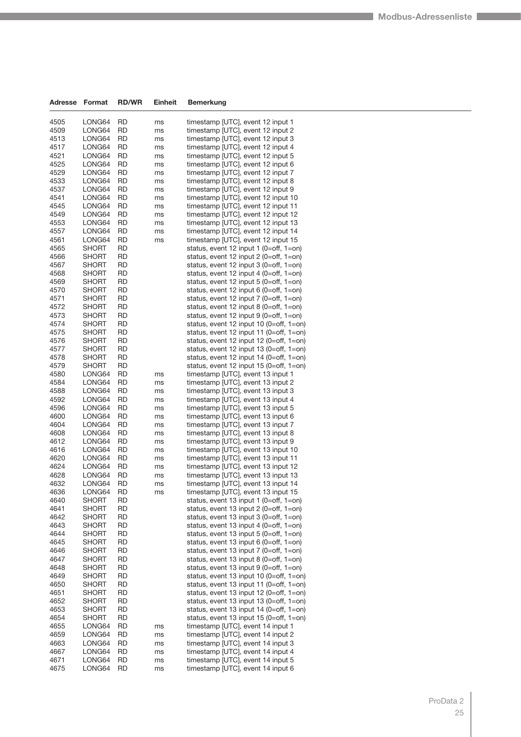| Adresse | Format | RD/WR | Einheit | Bemerkung |
|---|---|---|---|---|
| 4505 | LONG64 | RD | ms | timestamp [UTC], event 12 input 1 |
| 4509 | LONG64 | RD | ms | timestamp [UTC], event 12 input 2 |
| 4513 | LONG64 | RD | ms | timestamp [UTC], event 12 input 3 |
| 4517 | LONG64 | RD | ms | timestamp [UTC], event 12 input 4 |
| 4521 | LONG64 | RD | ms | timestamp [UTC], event 12 input 5 |
| 4525 | LONG64 | RD | ms | timestamp [UTC], event 12 input 6 |
| 4529 | LONG64 | RD | ms | timestamp [UTC], event 12 input 7 |
| 4533 | LONG64 | RD | ms | timestamp [UTC], event 12 input 8 |
| 4537 | LONG64 | RD | ms | timestamp [UTC], event 12 input 9 |
| 4541 | LONG64 | RD | ms | timestamp [UTC], event 12 input 10 |
| 4545 | LONG64 | RD | ms | timestamp [UTC], event 12 input 11 |
| 4549 | LONG64 | RD | ms | timestamp [UTC], event 12 input 12 |
| 4553 | LONG64 | RD | ms | timestamp [UTC], event 12 input 13 |
| 4557 | LONG64 | RD | ms | timestamp [UTC], event 12 input 14 |
| 4561 | LONG64 | RD | ms | timestamp [UTC], event 12 input 15 |
| 4565 | SHORT | RD | | status, event 12 input 1 (0=off, 1=on) |
| 4566 | SHORT | RD | | status, event 12 input 2 (0=off, 1=on) |
| 4567 | SHORT | RD | | status, event 12 input 3 (0=off, 1=on) |
| 4568 | SHORT | RD | | status, event 12 input 4 (0=off, 1=on) |
| 4569 | SHORT | RD | | status, event 12 input 5 (0=off, 1=on) |
| 4570 | SHORT | RD | | status, event 12 input 6 (0=off, 1=on) |
| 4571 | SHORT | RD | | status, event 12 input 7 (0=off, 1=on) |
| 4572 | SHORT | RD | | status, event 12 input 8 (0=off, 1=on) |
| 4573 | SHORT | RD | | status, event 12 input 9 (0=off, 1=on) |
| 4574 | SHORT | RD | | status, event 12 input 10 (0=off, 1=on) |
| 4575 | SHORT | RD | | status, event 12 input 11 (0=off, 1=on) |
| 4576 | SHORT | RD | | status, event 12 input 12 (0=off, 1=on) |
| 4577 | SHORT | RD | | status, event 12 input 13 (0=off, 1=on) |
| 4578 | SHORT | RD | | status, event 12 input 14 (0=off, 1=on) |
| 4579 | SHORT | RD | | status, event 12 input 15 (0=off, 1=on) |
| 4580 | LONG64 | RD | ms | timestamp [UTC], event 13 input 1 |
| 4584 | LONG64 | RD | ms | timestamp [UTC], event 13 input 2 |
| 4588 | LONG64 | RD | ms | timestamp [UTC], event 13 input 3 |
| 4592 | LONG64 | RD | ms | timestamp [UTC], event 13 input 4 |
| 4596 | LONG64 | RD | ms | timestamp [UTC], event 13 input 5 |
| 4600 | LONG64 | RD | ms | timestamp [UTC], event 13 input 6 |
| 4604 | LONG64 | RD | ms | timestamp [UTC], event 13 input 7 |
| 4608 | LONG64 | RD | ms | timestamp [UTC], event 13 input 8 |
| 4612 | LONG64 | RD | ms | timestamp [UTC], event 13 input 9 |
| 4616 | LONG64 | RD | ms | timestamp [UTC], event 13 input 10 |
| 4620 | LONG64 | RD | ms | timestamp [UTC], event 13 input 11 |
| 4624 | LONG64 | RD | ms | timestamp [UTC], event 13 input 12 |
| 4628 | LONG64 | RD | ms | timestamp [UTC], event 13 input 13 |
| 4632 | LONG64 | RD | ms | timestamp [UTC], event 13 input 14 |
| 4636 | LONG64 | RD | ms | timestamp [UTC], event 13 input 15 |
| 4640 | SHORT | RD | | status, event 13 input 1 (0=off, 1=on) |
| 4641 | SHORT | RD | | status, event 13 input 2 (0=off, 1=on) |
| 4642 | SHORT | RD | | status, event 13 input 3 (0=off, 1=on) |
| 4643 | SHORT | RD | | status, event 13 input 4 (0=off, 1=on) |
| 4644 | SHORT | RD | | status, event 13 input 5 (0=off, 1=on) |
| 4645 | SHORT | RD | | status, event 13 input 6 (0=off, 1=on) |
| 4646 | SHORT | RD | | status, event 13 input 7 (0=off, 1=on) |
| 4647 | SHORT | RD | | status, event 13 input 8 (0=off, 1=on) |
| 4648 | SHORT | RD | | status, event 13 input 9 (0=off, 1=on) |
| 4649 | SHORT | RD | | status, event 13 input 10 (0=off, 1=on) |
| 4650 | SHORT | RD | | status, event 13 input 11 (0=off, 1=on) |
| 4651 | SHORT | RD | | status, event 13 input 12 (0=off, 1=on) |
| 4652 | SHORT | RD | | status, event 13 input 13 (0=off, 1=on) |
| 4653 | SHORT | RD | | status, event 13 input 14 (0=off, 1=on) |
| 4654 | SHORT | RD | | status, event 13 input 15 (0=off, 1=on) |
| 4655 | LONG64 | RD | ms | timestamp [UTC], event 14 input 1 |
| 4659 | LONG64 | RD | ms | timestamp [UTC], event 14 input 2 |
| 4663 | LONG64 | RD | ms | timestamp [UTC], event 14 input 3 |
| 4667 | LONG64 | RD | ms | timestamp [UTC], event 14 input 4 |
| 4671 | LONG64 | RD | ms | timestamp [UTC], event 14 input 5 |
| 4675 | LONG64 | RD | ms | timestamp [UTC], event 14 input 6 |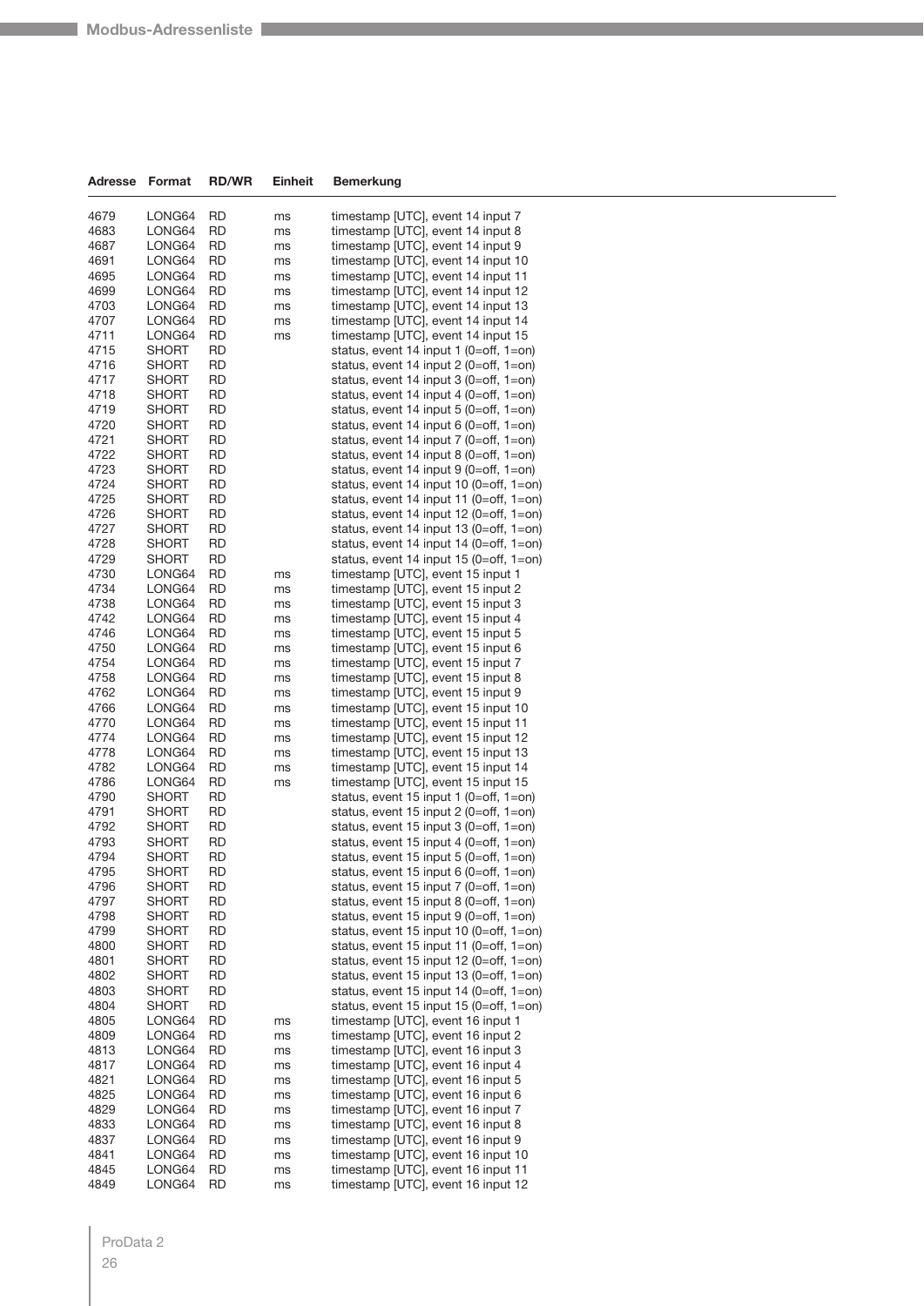| Adresse | Format | RD/WR | Einheit | Bemerkung |
|---|---|---|---|---|
| 4679 | LONG64 | RD | ms | timestamp [UTC], event 14 input 7 |
| 4683 | LONG64 | RD | ms | timestamp [UTC], event 14 input 8 |
| 4687 | LONG64 | RD | ms | timestamp [UTC], event 14 input 9 |
| 4691 | LONG64 | RD | ms | timestamp [UTC], event 14 input 10 |
| 4695 | LONG64 | RD | ms | timestamp [UTC], event 14 input 11 |
| 4699 | LONG64 | RD | ms | timestamp [UTC], event 14 input 12 |
| 4703 | LONG64 | RD | ms | timestamp [UTC], event 14 input 13 |
| 4707 | LONG64 | RD | ms | timestamp [UTC], event 14 input 14 |
| 4711 | LONG64 | RD | ms | timestamp [UTC], event 14 input 15 |
| 4715 | SHORT | RD | | status, event 14 input 1 (0=off, 1=on) |
| 4716 | SHORT | RD | | status, event 14 input 2 (0=off, 1=on) |
| 4717 | SHORT | RD | | status, event 14 input 3 (0=off, 1=on) |
| 4718 | SHORT | RD | | status, event 14 input 4 (0=off, 1=on) |
| 4719 | SHORT | RD | | status, event 14 input 5 (0=off, 1=on) |
| 4720 | SHORT | RD | | status, event 14 input 6 (0=off, 1=on) |
| 4721 | SHORT | RD | | status, event 14 input 7 (0=off, 1=on) |
| 4722 | SHORT | RD | | status, event 14 input 8 (0=off, 1=on) |
| 4723 | SHORT | RD | | status, event 14 input 9 (0=off, 1=on) |
| 4724 | SHORT | RD | | status, event 14 input 10 (0=off, 1=on) |
| 4725 | SHORT | RD | | status, event 14 input 11 (0=off, 1=on) |
| 4726 | SHORT | RD | | status, event 14 input 12 (0=off, 1=on) |
| 4727 | SHORT | RD | | status, event 14 input 13 (0=off, 1=on) |
| 4728 | SHORT | RD | | status, event 14 input 14 (0=off, 1=on) |
| 4729 | SHORT | RD | | status, event 14 input 15 (0=off, 1=on) |
| 4730 | LONG64 | RD | ms | timestamp [UTC], event 15 input 1 |
| 4734 | LONG64 | RD | ms | timestamp [UTC], event 15 input 2 |
| 4738 | LONG64 | RD | ms | timestamp [UTC], event 15 input 3 |
| 4742 | LONG64 | RD | ms | timestamp [UTC], event 15 input 4 |
| 4746 | LONG64 | RD | ms | timestamp [UTC], event 15 input 5 |
| 4750 | LONG64 | RD | ms | timestamp [UTC], event 15 input 6 |
| 4754 | LONG64 | RD | ms | timestamp [UTC], event 15 input 7 |
| 4758 | LONG64 | RD | ms | timestamp [UTC], event 15 input 8 |
| 4762 | LONG64 | RD | ms | timestamp [UTC], event 15 input 9 |
| 4766 | LONG64 | RD | ms | timestamp [UTC], event 15 input 10 |
| 4770 | LONG64 | RD | ms | timestamp [UTC], event 15 input 11 |
| 4774 | LONG64 | RD | ms | timestamp [UTC], event 15 input 12 |
| 4778 | LONG64 | RD | ms | timestamp [UTC], event 15 input 13 |
| 4782 | LONG64 | RD | ms | timestamp [UTC], event 15 input 14 |
| 4786 | LONG64 | RD | ms | timestamp [UTC], event 15 input 15 |
| 4790 | SHORT | RD | | status, event 15 input 1 (0=off, 1=on) |
| 4791 | SHORT | RD | | status, event 15 input 2 (0=off, 1=on) |
| 4792 | SHORT | RD | | status, event 15 input 3 (0=off, 1=on) |
| 4793 | SHORT | RD | | status, event 15 input 4 (0=off, 1=on) |
| 4794 | SHORT | RD | | status, event 15 input 5 (0=off, 1=on) |
| 4795 | SHORT | RD | | status, event 15 input 6 (0=off, 1=on) |
| 4796 | SHORT | RD | | status, event 15 input 7 (0=off, 1=on) |
| 4797 | SHORT | RD | | status, event 15 input 8 (0=off, 1=on) |
| 4798 | SHORT | RD | | status, event 15 input 9 (0=off, 1=on) |
| 4799 | SHORT | RD | | status, event 15 input 10 (0=off, 1=on) |
| 4800 | SHORT | RD | | status, event 15 input 11 (0=off, 1=on) |
| 4801 | SHORT | RD | | status, event 15 input 12 (0=off, 1=on) |
| 4802 | SHORT | RD | | status, event 15 input 13 (0=off, 1=on) |
| 4803 | SHORT | RD | | status, event 15 input 14 (0=off, 1=on) |
| 4804 | SHORT | RD | | status, event 15 input 15 (0=off, 1=on) |
| 4805 | LONG64 | RD | ms | timestamp [UTC], event 16 input 1 |
| 4809 | LONG64 | RD | ms | timestamp [UTC], event 16 input 2 |
| 4813 | LONG64 | RD | ms | timestamp [UTC], event 16 input 3 |
| 4817 | LONG64 | RD | ms | timestamp [UTC], event 16 input 4 |
| 4821 | LONG64 | RD | ms | timestamp [UTC], event 16 input 5 |
| 4825 | LONG64 | RD | ms | timestamp [UTC], event 16 input 6 |
| 4829 | LONG64 | RD | ms | timestamp [UTC], event 16 input 7 |
| 4833 | LONG64 | RD | ms | timestamp [UTC], event 16 input 8 |
| 4837 | LONG64 | RD | ms | timestamp [UTC], event 16 input 9 |
| 4841 | LONG64 | RD | ms | timestamp [UTC], event 16 input 10 |
| 4845 | LONG64 | RD | ms | timestamp [UTC], event 16 input 11 |
| 4849 | LONG64 | RD | ms | timestamp [UTC], event 16 input 12 |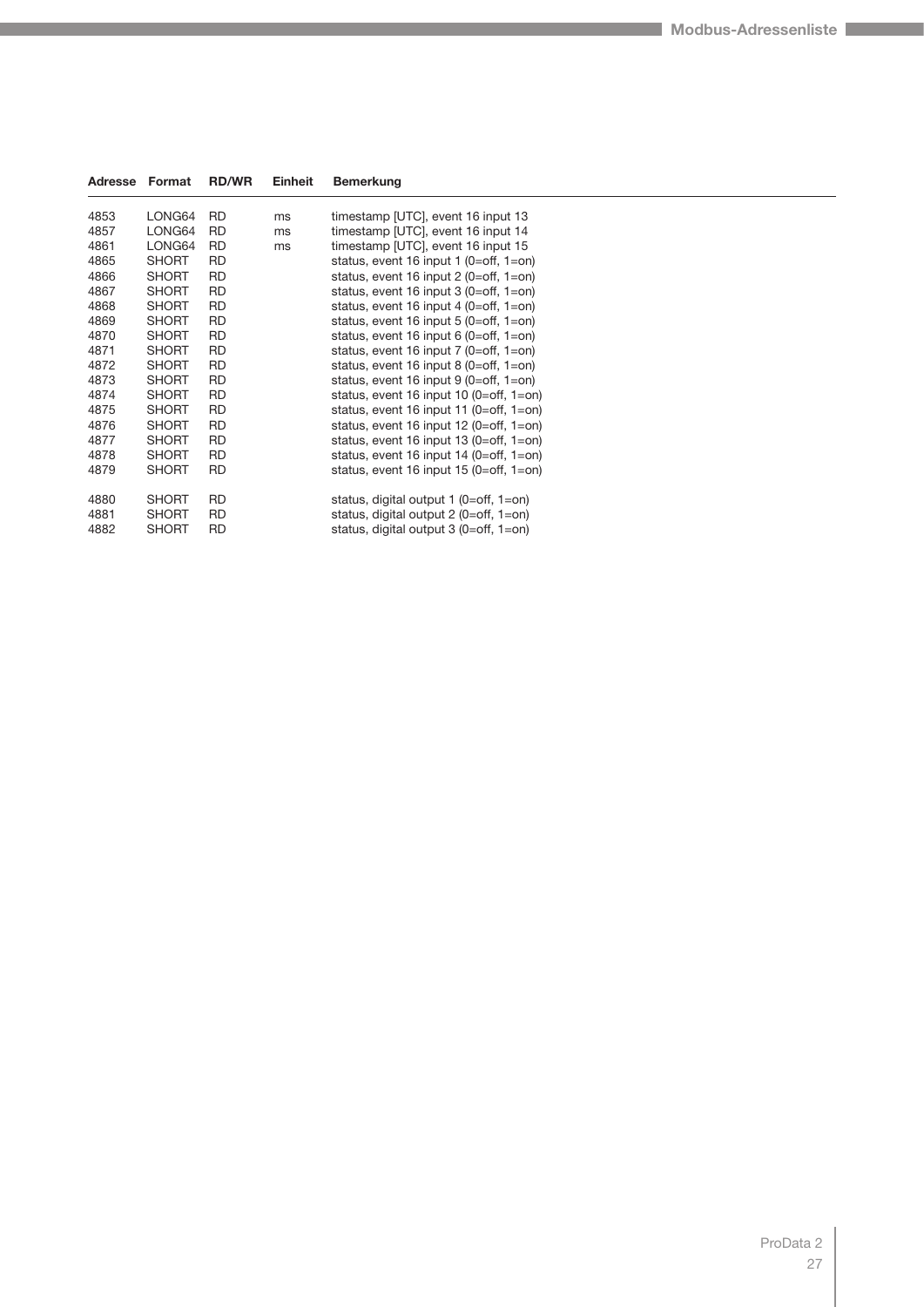| Adresse | Format | RD/WR | Einheit | Bemerkung |
|---|---|---|---|---|
| 4853 | LONG64 | RD | ms | timestamp [UTC], event 16 input 13 |
| 4857 | LONG64 | RD | ms | timestamp [UTC], event 16 input 14 |
| 4861 | LONG64 | RD | ms | timestamp [UTC], event 16 input 15 |
| 4865 | SHORT | RD | | status, event 16 input 1 (0=off, 1=on) |
| 4866 | SHORT | RD | | status, event 16 input 2 (0=off, 1=on) |
| 4867 | SHORT | RD | | status, event 16 input 3 (0=off, 1=on) |
| 4868 | SHORT | RD | | status, event 16 input 4 (0=off, 1=on) |
| 4869 | SHORT | RD | | status, event 16 input 5 (0=off, 1=on) |
| 4870 | SHORT | RD | | status, event 16 input 6 (0=off, 1=on) |
| 4871 | SHORT | RD | | status, event 16 input 7 (0=off, 1=on) |
| 4872 | SHORT | RD | | status, event 16 input 8 (0=off, 1=on) |
| 4873 | SHORT | RD | | status, event 16 input 9 (0=off, 1=on) |
| 4874 | SHORT | RD | | status, event 16 input 10 (0=off, 1=on) |
| 4875 | SHORT | RD | | status, event 16 input 11 (0=off, 1=on) |
| 4876 | SHORT | RD | | status, event 16 input 12 (0=off, 1=on) |
| 4877 | SHORT | RD | | status, event 16 input 13 (0=off, 1=on) |
| 4878 | SHORT | RD | | status, event 16 input 14 (0=off, 1=on) |
| 4879 | SHORT | RD | | status, event 16 input 15 (0=off, 1=on) |
| 4880 | SHORT | RD | | status, digital output 1 (0=off, 1=on) |
| 4881 | SHORT | RD | | status, digital output 2 (0=off, 1=on) |
| 4882 | SHORT | RD | | status, digital output 3 (0=off, 1=on) |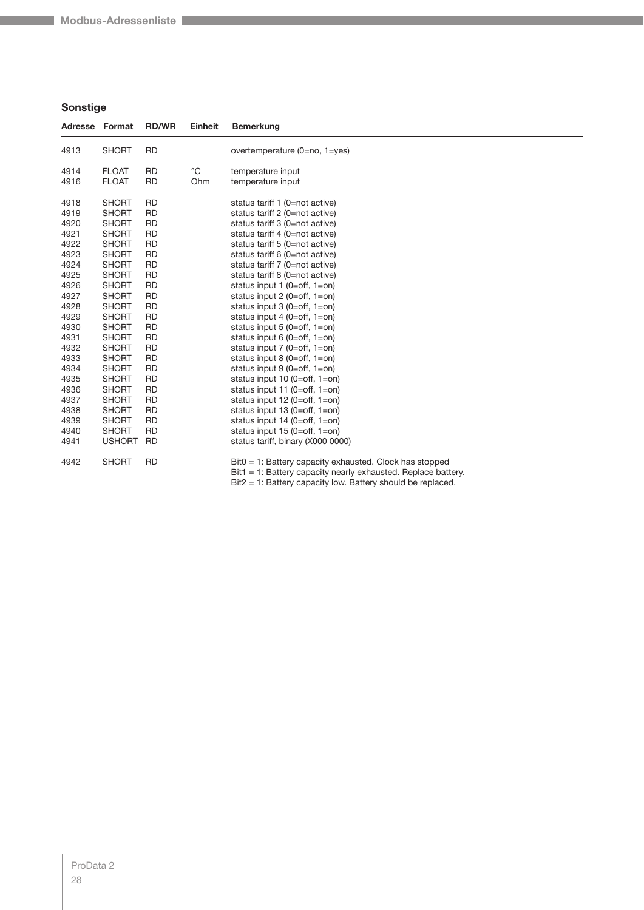## Sonstige

| Adresse | Format | RD/WR | Einheit | Bemerkung |
|---|---|---|---|---|
| 4913 | SHORT | RD | | overtemperature (0=no, 1=yes) |
| 4914 | FLOAT | RD | °C | temperature input |
| 4916 | FLOAT | RD | Ohm | temperature input |
| 4918 | SHORT | RD | | status tariff 1 (0=not active) |
| 4919 | SHORT | RD | | status tariff 2 (0=not active) |
| 4920 | SHORT | RD | | status tariff 3 (0=not active) |
| 4921 | SHORT | RD | | status tariff 4 (0=not active) |
| 4922 | SHORT | RD | | status tariff 5 (0=not active) |
| 4923 | SHORT | RD | | status tariff 6 (0=not active) |
| 4924 | SHORT | RD | | status tariff 7 (0=not active) |
| 4925 | SHORT | RD | | status tariff 8 (0=not active) |
| 4926 | SHORT | RD | | status input 1 (0=off, 1=on) |
| 4927 | SHORT | RD | | status input 2 (0=off, 1=on) |
| 4928 | SHORT | RD | | status input 3 (0=off, 1=on) |
| 4929 | SHORT | RD | | status input 4 (0=off, 1=on) |
| 4930 | SHORT | RD | | status input 5 (0=off, 1=on) |
| 4931 | SHORT | RD | | status input 6 (0=off, 1=on) |
| 4932 | SHORT | RD | | status input 7 (0=off, 1=on) |
| 4933 | SHORT | RD | | status input 8 (0=off, 1=on) |
| 4934 | SHORT | RD | | status input 9 (0=off, 1=on) |
| 4935 | SHORT | RD | | status input 10 (0=off, 1=on) |
| 4936 | SHORT | RD | | status input 11 (0=off, 1=on) |
| 4937 | SHORT | RD | | status input 12 (0=off, 1=on) |
| 4938 | SHORT | RD | | status input 13 (0=off, 1=on) |
| 4939 | SHORT | RD | | status input 14 (0=off, 1=on) |
| 4940 | SHORT | RD | | status input 15 (0=off, 1=on) |
| 4941 | USHORT | RD | | status tariff, binary (X000 0000) |
| 4942 | SHORT | RD | | Bit0 = 1: Battery capacity exhausted. Clock has stopped<br>Bit1 = 1: Battery capacity nearly exhausted. Replace battery.<br>Bit2 = 1: Battery capacity low. Battery should be replaced. |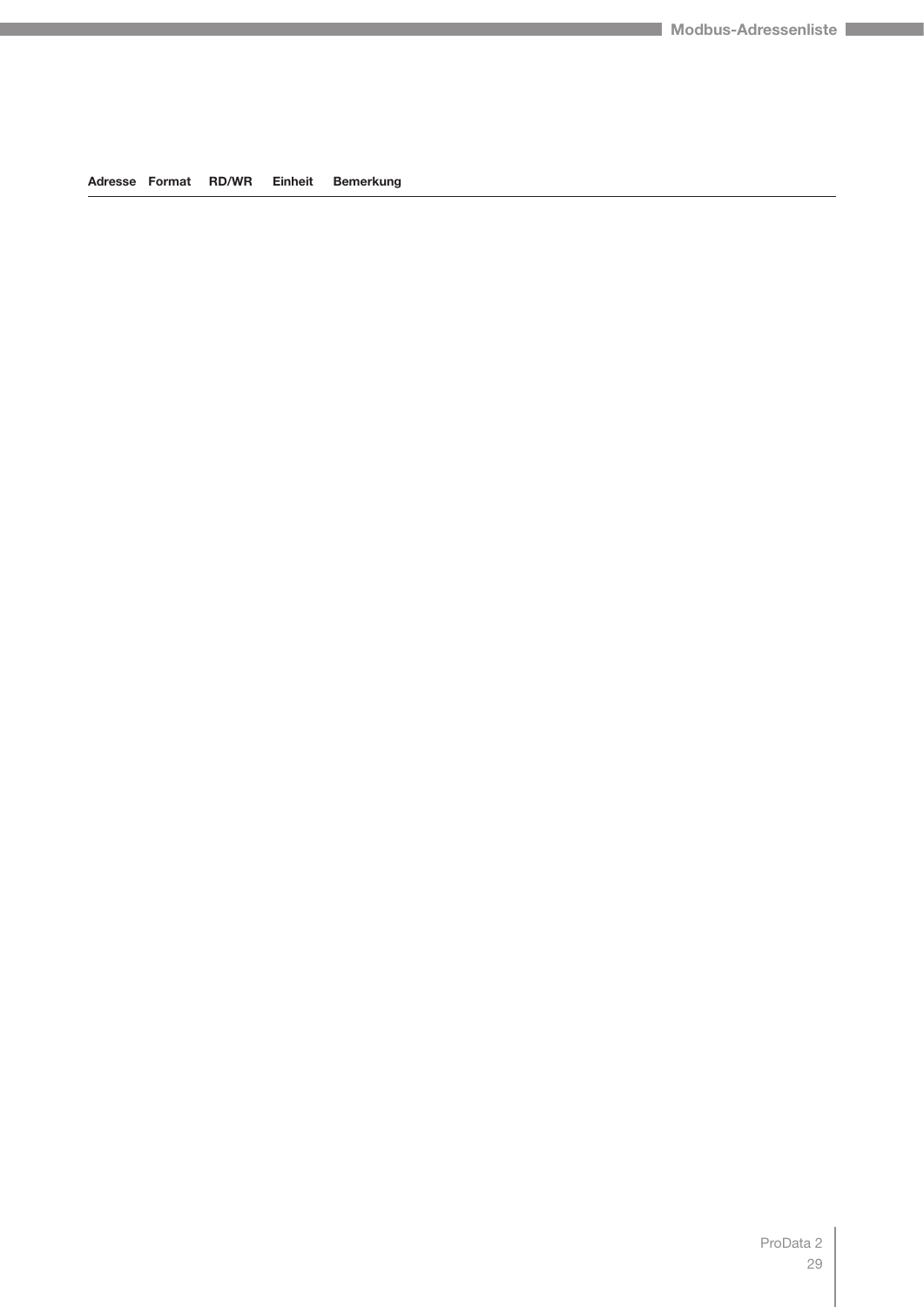| Adresse | Format | RD/WR | Einheit | Bemerkung |
| --- | --- | --- | --- | --- |